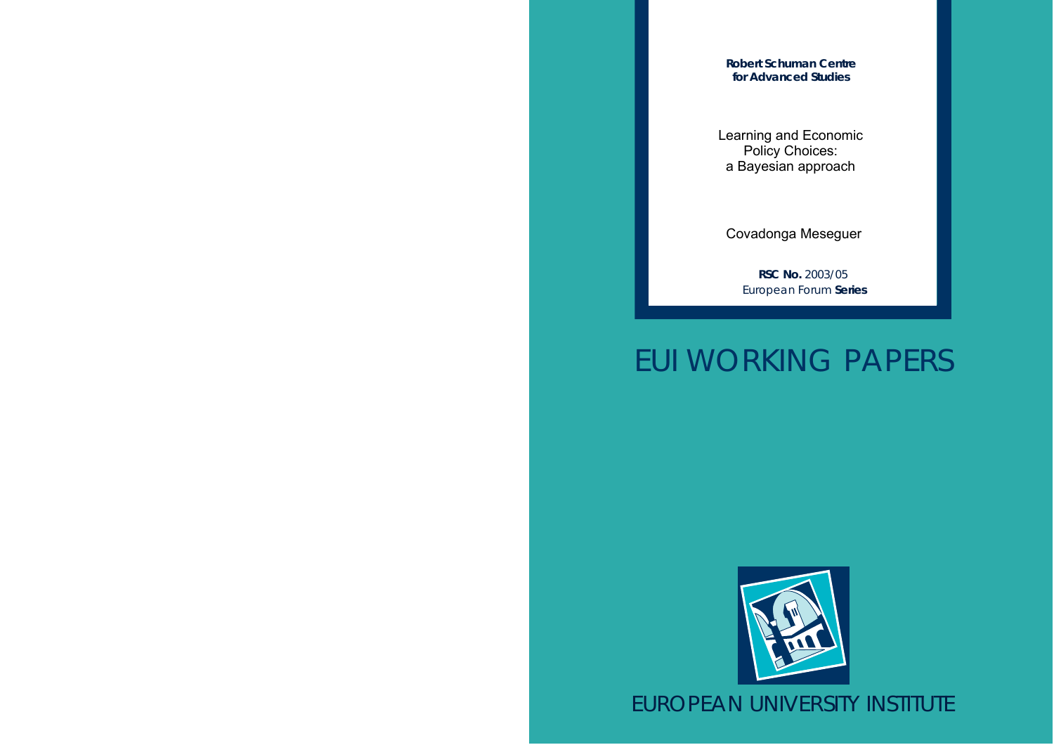**Robert Schuman Centre for Advanced Studies**

# Learning and Economic Policy Choices: a Bayesian approach

Covadonga Meseguer

**RSC No.** 2003/05
European Forum **Series**

# EUI WORKING PAPERS

EUROPEAN UNIVERSITY INSTITUTE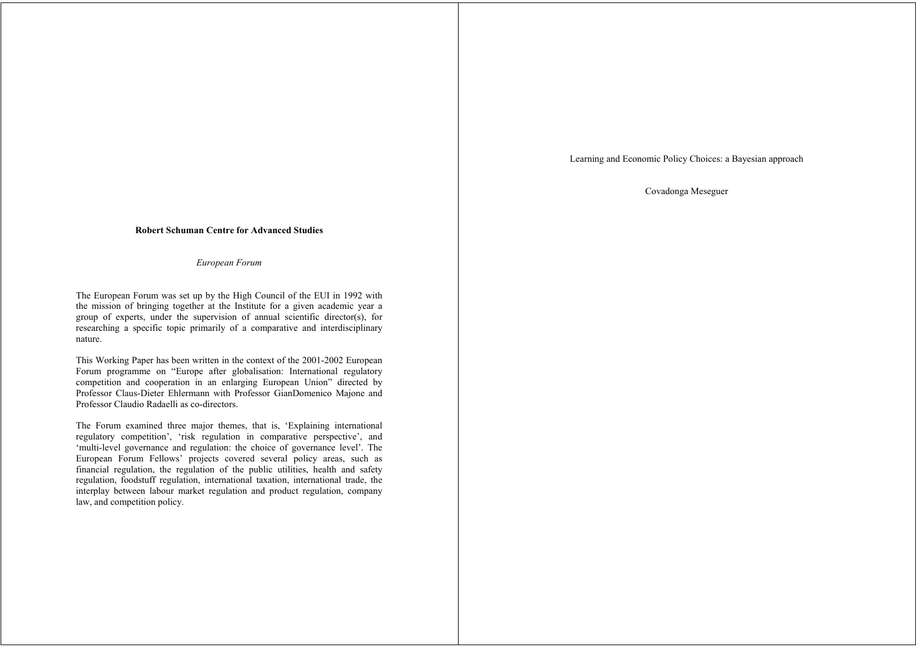**Robert Schuman Centre for Advanced Studies**

*European Forum*

The European Forum was set up by the High Council of the EUI in 1992 with the mission of bringing together at the Institute for a given academic year a group of experts, under the supervision of annual scientific director(s), for researching a specific topic primarily of a comparative and interdisciplinary nature.

This Working Paper has been written in the context of the 2001-2002 European Forum programme on "Europe after globalisation: International regulatory competition and cooperation in an enlarging European Union" directed by Professor Claus-Dieter Ehlermann with Professor GianDomenico Majone and Professor Claudio Radaelli as co-directors.

The Forum examined three major themes, that is, 'Explaining international regulatory competition', 'risk regulation in comparative perspective', and 'multi-level governance and regulation: the choice of governance level'. The European Forum Fellows' projects covered several policy areas, such as financial regulation, the regulation of the public utilities, health and safety regulation, foodstuff regulation, international taxation, international trade, the interplay between labour market regulation and product regulation, company law, and competition policy.

Learning and Economic Policy Choices: a Bayesian approach

Covadonga Meseguer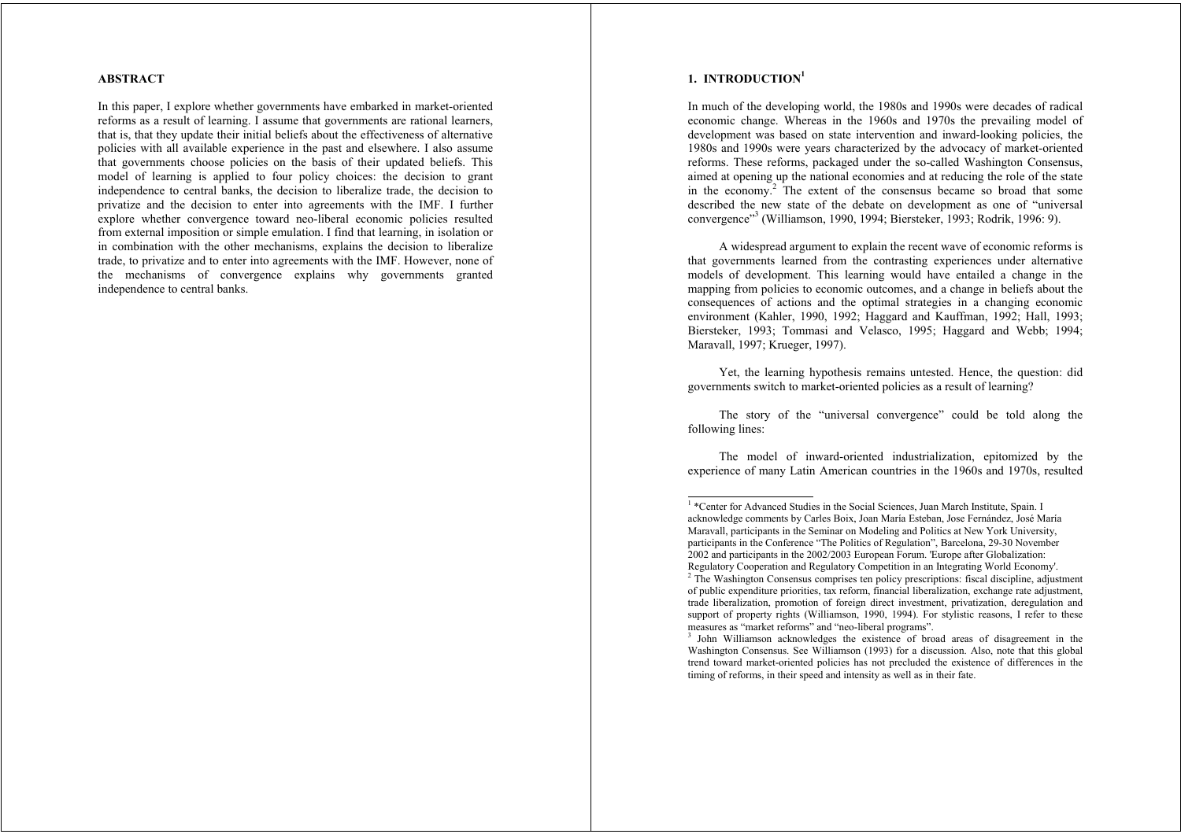## ABSTRACT

In this paper, I explore whether governments have embarked in market-oriented reforms as a result of learning. I assume that governments are rational learners, that is, that they update their initial beliefs about the effectiveness of alternative policies with all available experience in the past and elsewhere. I also assume that governments choose policies on the basis of their updated beliefs. This model of learning is applied to four policy choices: the decision to grant independence to central banks, the decision to liberalize trade, the decision to privatize and the decision to enter into agreements with the IMF. I further explore whether convergence toward neo-liberal economic policies resulted from external imposition or simple emulation. I find that learning, in isolation or in combination with the other mechanisms, explains the decision to liberalize trade, to privatize and to enter into agreements with the IMF. However, none of the mechanisms of convergence explains why governments granted independence to central banks.

## 1. INTRODUCTION[1]

In much of the developing world, the 1980s and 1990s were decades of radical economic change. Whereas in the 1960s and 1970s the prevailing model of development was based on state intervention and inward-looking policies, the 1980s and 1990s were years characterized by the advocacy of market-oriented reforms. These reforms, packaged under the so-called Washington Consensus, aimed at opening up the national economies and at reducing the role of the state in the economy.[2] The extent of the consensus became so broad that some described the new state of the debate on development as one of "universal convergence"[3] (Williamson, 1990, 1994; Biersteker, 1993; Rodrik, 1996: 9).

A widespread argument to explain the recent wave of economic reforms is that governments learned from the contrasting experiences under alternative models of development. This learning would have entailed a change in the mapping from policies to economic outcomes, and a change in beliefs about the consequences of actions and the optimal strategies in a changing economic environment (Kahler, 1990, 1992; Haggard and Kauffman, 1992; Hall, 1993; Biersteker, 1993; Tommasi and Velasco, 1995; Haggard and Webb; 1994; Maravall, 1997; Krueger, 1997).

Yet, the learning hypothesis remains untested. Hence, the question: did governments switch to market-oriented policies as a result of learning?

The story of the "universal convergence" could be told along the following lines:

The model of inward-oriented industrialization, epitomized by the experience of many Latin American countries in the 1960s and 1970s, resulted

---

[1] *Center for Advanced Studies in the Social Sciences, Juan March Institute, Spain. I acknowledge comments by Carles Boix, Joan María Esteban, Jose Fernández, José María Maravall, participants in the Seminar on Modeling and Politics at New York University, participants in the Conference "The Politics of Regulation", Barcelona, 29-30 November 2002 and participants in the 2002/2003 European Forum. 'Europe after Globalization: Regulatory Cooperation and Regulatory Competition in an Integrating World Economy'.

[2] The Washington Consensus comprises ten policy prescriptions: fiscal discipline, adjustment of public expenditure priorities, tax reform, financial liberalization, exchange rate adjustment, trade liberalization, promotion of foreign direct investment, privatization, deregulation and support of property rights (Williamson, 1990, 1994). For stylistic reasons, I refer to these measures as "market reforms" and "neo-liberal programs".

[3] John Williamson acknowledges the existence of broad areas of disagreement in the Washington Consensus. See Williamson (1993) for a discussion. Also, note that this global trend toward market-oriented policies has not precluded the existence of differences in the timing of reforms, in their speed and intensity as well as in their fate.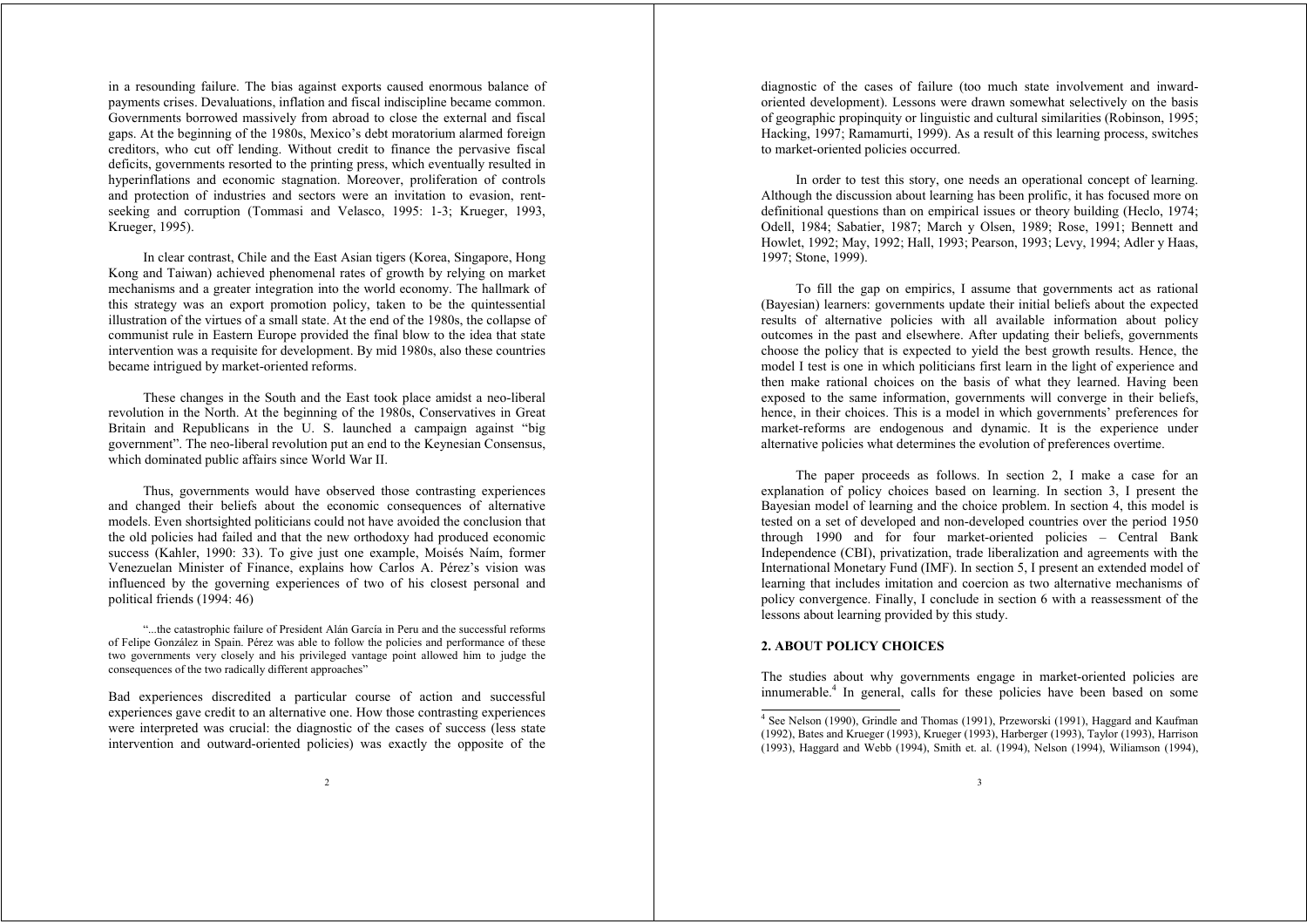in a resounding failure. The bias against exports caused enormous balance of payments crises. Devaluations, inflation and fiscal indiscipline became common. Governments borrowed massively from abroad to close the external and fiscal gaps. At the beginning of the 1980s, Mexico's debt moratorium alarmed foreign creditors, who cut off lending. Without credit to finance the pervasive fiscal deficits, governments resorted to the printing press, which eventually resulted in hyperinflations and economic stagnation. Moreover, proliferation of controls and protection of industries and sectors were an invitation to evasion, rent-seeking and corruption (Tommasi and Velasco, 1995: 1-3; Krueger, 1993, Krueger, 1995).

In clear contrast, Chile and the East Asian tigers (Korea, Singapore, Hong Kong and Taiwan) achieved phenomenal rates of growth by relying on market mechanisms and a greater integration into the world economy. The hallmark of this strategy was an export promotion policy, taken to be the quintessential illustration of the virtues of a small state. At the end of the 1980s, the collapse of communist rule in Eastern Europe provided the final blow to the idea that state intervention was a requisite for development. By mid 1980s, also these countries became intrigued by market-oriented reforms.

These changes in the South and the East took place amidst a neo-liberal revolution in the North. At the beginning of the 1980s, Conservatives in Great Britain and Republicans in the U. S. launched a campaign against "big government". The neo-liberal revolution put an end to the Keynesian Consensus, which dominated public affairs since World War II.

Thus, governments would have observed those contrasting experiences and changed their beliefs about the economic consequences of alternative models. Even shortsighted politicians could not have avoided the conclusion that the old policies had failed and that the new orthodoxy had produced economic success (Kahler, 1990: 33). To give just one example, Moisés Naím, former Venezuelan Minister of Finance, explains how Carlos A. Pérez's vision was influenced by the governing experiences of two of his closest personal and political friends (1994: 46)

> "...the catastrophic failure of President Alán García in Peru and the successful reforms of Felipe González in Spain. Pérez was able to follow the policies and performance of these two governments very closely and his privileged vantage point allowed him to judge the consequences of the two radically different approaches"

Bad experiences discredited a particular course of action and successful experiences gave credit to an alternative one. How those contrasting experiences were interpreted was crucial: the diagnostic of the cases of success (less state intervention and outward-oriented policies) was exactly the opposite of the diagnostic of the cases of failure (too much state involvement and inward-oriented development). Lessons were drawn somewhat selectively on the basis of geographic propinquity or linguistic and cultural similarities (Robinson, 1995; Hacking, 1997; Ramamurti, 1999). As a result of this learning process, switches to market-oriented policies occurred.

In order to test this story, one needs an operational concept of learning. Although the discussion about learning has been prolific, it has focused more on definitional questions than on empirical issues or theory building (Heclo, 1974; Odell, 1984; Sabatier, 1987; March y Olsen, 1989; Rose, 1991; Bennett and Howlet, 1992; May, 1992; Hall, 1993; Pearson, 1993; Levy, 1994; Adler y Haas, 1997; Stone, 1999).

To fill the gap on empirics, I assume that governments act as rational (Bayesian) learners: governments update their initial beliefs about the expected results of alternative policies with all available information about policy outcomes in the past and elsewhere. After updating their beliefs, governments choose the policy that is expected to yield the best growth results. Hence, the model I test is one in which politicians first learn in the light of experience and then make rational choices on the basis of what they learned. Having been exposed to the same information, governments will converge in their beliefs, hence, in their choices. This is a model in which governments' preferences for market-reforms are endogenous and dynamic. It is the experience under alternative policies what determines the evolution of preferences overtime.

The paper proceeds as follows. In section 2, I make a case for an explanation of policy choices based on learning. In section 3, I present the Bayesian model of learning and the choice problem. In section 4, this model is tested on a set of developed and non-developed countries over the period 1950 through 1990 and for four market-oriented policies – Central Bank Independence (CBI), privatization, trade liberalization and agreements with the International Monetary Fund (IMF). In section 5, I present an extended model of learning that includes imitation and coercion as two alternative mechanisms of policy convergence. Finally, I conclude in section 6 with a reassessment of the lessons about learning provided by this study.

## 2. ABOUT POLICY CHOICES

The studies about why governments engage in market-oriented policies are innumerable.[4] In general, calls for these policies have been based on some

[4] See Nelson (1990), Grindle and Thomas (1991), Przeworski (1991), Haggard and Kaufman (1992), Bates and Krueger (1993), Krueger (1993), Harberger (1993), Taylor (1993), Harrison (1993), Haggard and Webb (1994), Smith et. al. (1994), Nelson (1994), Wiliamson (1994),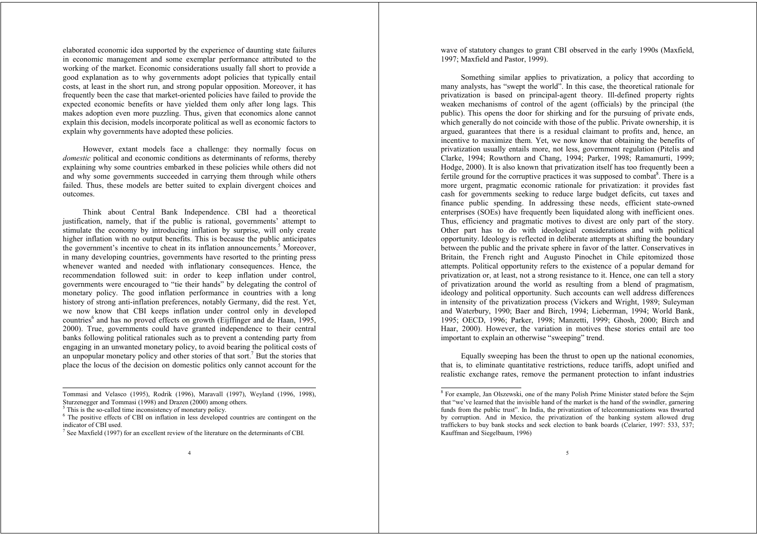elaborated economic idea supported by the experience of daunting state failures in economic management and some exemplar performance attributed to the working of the market. Economic considerations usually fall short to provide a good explanation as to why governments adopt policies that typically entail costs, at least in the short run, and strong popular opposition. Moreover, it has frequently been the case that market-oriented policies have failed to provide the expected economic benefits or have yielded them only after long lags. This makes adoption even more puzzling. Thus, given that economics alone cannot explain this decision, models incorporate political as well as economic factors to explain why governments have adopted these policies.

However, extant models face a challenge: they normally focus on *domestic* political and economic conditions as determinants of reforms, thereby explaining why some countries embarked in these policies while others did not and why some governments succeeded in carrying them through while others failed. Thus, these models are better suited to explain divergent choices and outcomes.

Think about Central Bank Independence. CBI had a theoretical justification, namely, that if the public is rational, governments' attempt to stimulate the economy by introducing inflation by surprise, will only create higher inflation with no output benefits. This is because the public anticipates the government's incentive to cheat in its inflation announcements.[5] Moreover, in many developing countries, governments have resorted to the printing press whenever wanted and needed with inflationary consequences. Hence, the recommendation followed suit: in order to keep inflation under control, governments were encouraged to "tie their hands" by delegating the control of monetary policy. The good inflation performance in countries with a long history of strong anti-inflation preferences, notably Germany, did the rest. Yet, we now know that CBI keeps inflation under control only in developed countries[6] and has no proved effects on growth (Eijffinger and de Haan, 1995, 2000). True, governments could have granted independence to their central banks following political rationales such as to prevent a contending party from engaging in an unwanted monetary policy, to avoid bearing the political costs of an unpopular monetary policy and other stories of that sort.[7] But the stories that place the locus of the decision on domestic politics only cannot account for the wave of statutory changes to grant CBI observed in the early 1990s (Maxfield, 1997; Maxfield and Pastor, 1999).

Something similar applies to privatization, a policy that according to many analysts, has "swept the world". In this case, the theoretical rationale for privatization is based on principal-agent theory. Ill-defined property rights weaken mechanisms of control of the agent (officials) by the principal (the public). This opens the door for shirking and for the pursuing of private ends, which generally do not coincide with those of the public. Private ownership, it is argued, guarantees that there is a residual claimant to profits and, hence, an incentive to maximize them. Yet, we now know that obtaining the benefits of privatization usually entails more, not less, government regulation (Pitelis and Clarke, 1994; Rowthorn and Chang, 1994; Parker, 1998; Ramamurti, 1999; Hodge, 2000). It is also known that privatization itself has too frequently been a fertile ground for the corruptive practices it was supposed to combat[8]. There is a more urgent, pragmatic economic rationale for privatization: it provides fast cash for governments seeking to reduce large budget deficits, cut taxes and finance public spending. In addressing these needs, efficient state-owned enterprises (SOEs) have frequently been liquidated along with inefficient ones. Thus, efficiency and pragmatic motives to divest are only part of the story. Other part has to do with ideological considerations and with political opportunity. Ideology is reflected in deliberate attempts at shifting the boundary between the public and the private sphere in favor of the latter. Conservatives in Britain, the French right and Augusto Pinochet in Chile epitomized those attempts. Political opportunity refers to the existence of a popular demand for privatization or, at least, not a strong resistance to it. Hence, one can tell a story of privatization around the world as resulting from a blend of pragmatism, ideology and political opportunity. Such accounts can well address differences in intensity of the privatization process (Vickers and Wright, 1989; Suleyman and Waterbury, 1990; Baer and Birch, 1994; Lieberman, 1994; World Bank, 1995; OECD, 1996; Parker, 1998; Manzetti, 1999; Ghosh, 2000; Birch and Haar, 2000). However, the variation in motives these stories entail are too important to explain an otherwise "sweeping" trend.

Equally sweeping has been the thrust to open up the national economies, that is, to eliminate quantitative restrictions, reduce tariffs, adopt unified and realistic exchange rates, remove the permanent protection to infant industries

---

Tommasi and Velasco (1995), Rodrik (1996), Maravall (1997), Weyland (1996, 1998), Sturzenegger and Tommasi (1998) and Drazen (2000) among others.

[5] This is the so-called time inconsistency of monetary policy.

[6] The positive effects of CBI on inflation in less developed countries are contingent on the indicator of CBI used.

[7] See Maxfield (1997) for an excellent review of the literature on the determinants of CBI.

[8] For example, Jan Olszewski, one of the many Polish Prime Minister stated before the Sejm that "we've learned that the invisible hand of the market is the hand of the swindler, garnering funds from the public trust". In India, the privatization of telecommunications was thwarted by corruption. And in Mexico, the privatization of the banking system allowed drug traffickers to buy bank stocks and seek election to bank boards (Celarier, 1997: 533, 537; Kauffman and Siegelbaum, 1996)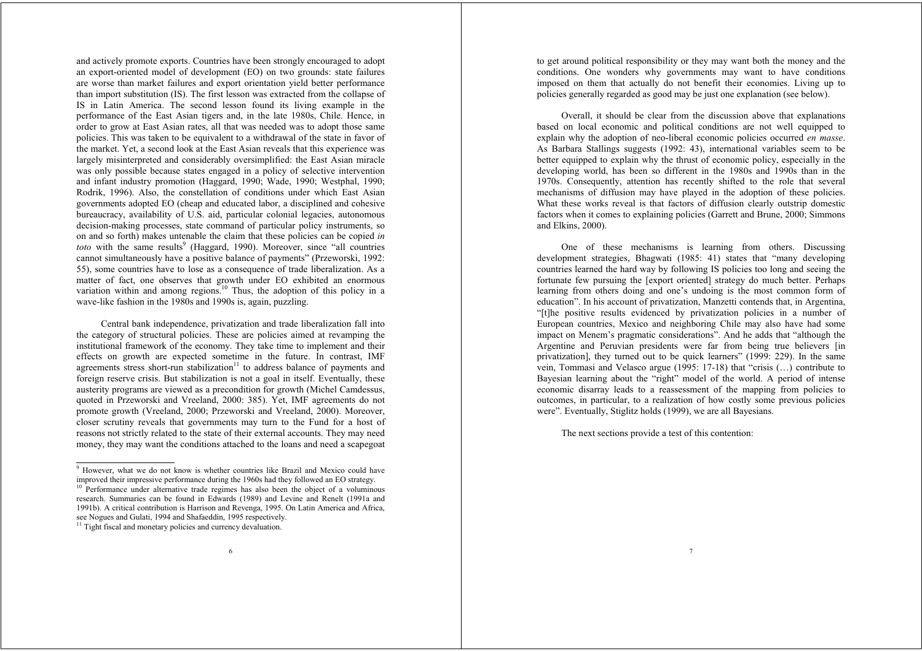and actively promote exports. Countries have been strongly encouraged to adopt an export-oriented model of development (EO) on two grounds: state failures are worse than market failures and export orientation yield better performance than import substitution (IS). The first lesson was extracted from the collapse of IS in Latin America. The second lesson found its living example in the performance of the East Asian tigers and, in the late 1980s, Chile. Hence, in order to grow at East Asian rates, all that was needed was to adopt those same policies. This was taken to be equivalent to a withdrawal of the state in favor of the market. Yet, a second look at the East Asian reveals that this experience was largely misinterpreted and considerably oversimplified: the East Asian miracle was only possible because states engaged in a policy of selective intervention and infant industry promotion (Haggard, 1990; Wade, 1990; Westphal, 1990; Rodrik, 1996). Also, the constellation of conditions under which East Asian governments adopted EO (cheap and educated labor, a disciplined and cohesive bureaucracy, availability of U.S. aid, particular colonial legacies, autonomous decision-making processes, state command of particular policy instruments, so on and so forth) makes untenable the claim that these policies can be copied *in toto* with the same results[9] (Haggard, 1990). Moreover, since "all countries cannot simultaneously have a positive balance of payments" (Przeworski, 1992: 55), some countries have to lose as a consequence of trade liberalization. As a matter of fact, one observes that growth under EO exhibited an enormous variation within and among regions.[10] Thus, the adoption of this policy in a wave-like fashion in the 1980s and 1990s is, again, puzzling.

Central bank independence, privatization and trade liberalization fall into the category of structural policies. These are policies aimed at revamping the institutional framework of the economy. They take time to implement and their effects on growth are expected sometime in the future. In contrast, IMF agreements stress short-run stabilization[11] to address balance of payments and foreign reserve crisis. But stabilization is not a goal in itself. Eventually, these austerity programs are viewed as a precondition for growth (Michel Camdessus, quoted in Przeworski and Vreeland, 2000: 385). Yet, IMF agreements do not promote growth (Vreeland, 2000; Przeworski and Vreeland, 2000). Moreover, closer scrutiny reveals that governments may turn to the Fund for a host of reasons not strictly related to the state of their external accounts. They may need money, they may want the conditions attached to the loans and need a scapegoat to get around political responsibility or they may want both the money and the conditions. One wonders why governments may want to have conditions imposed on them that actually do not benefit their economies. Living up to policies generally regarded as good may be just one explanation (see below).

Overall, it should be clear from the discussion above that explanations based on local economic and political conditions are not well equipped to explain why the adoption of neo-liberal economic policies occurred *en masse*. As Barbara Stallings suggests (1992: 43), international variables seem to be better equipped to explain why the thrust of economic policy, especially in the developing world, has been so different in the 1980s and 1990s than in the 1970s. Consequently, attention has recently shifted to the role that several mechanisms of diffusion may have played in the adoption of these policies. What these works reveal is that factors of diffusion clearly outstrip domestic factors when it comes to explaining policies (Garrett and Brune, 2000; Simmons and Elkins, 2000).

One of these mechanisms is learning from others. Discussing development strategies, Bhagwati (1985: 41) states that "many developing countries learned the hard way by following IS policies too long and seeing the fortunate few pursuing the [export oriented] strategy do much better. Perhaps learning from others doing and one's undoing is the most common form of education". In his account of privatization, Manzetti contends that, in Argentina, "[t]he positive results evidenced by privatization policies in a number of European countries, Mexico and neighboring Chile may also have had some impact on Menem's pragmatic considerations". And he adds that "although the Argentine and Peruvian presidents were far from being true believers [in privatization], they turned out to be quick learners" (1999: 229). In the same vein, Tommasi and Velasco argue (1995: 17-18) that "crisis (…) contribute to Bayesian learning about the "right" model of the world. A period of intense economic disarray leads to a reassessment of the mapping from policies to outcomes, in particular, to a realization of how costly some previous policies were". Eventually, Stiglitz holds (1999), we are all Bayesians.

The next sections provide a test of this contention:

---

[9] However, what we do not know is whether countries like Brazil and Mexico could have improved their impressive performance during the 1960s had they followed an EO strategy.

[10] Performance under alternative trade regimes has also been the object of a voluminous research. Summaries can be found in Edwards (1989) and Levine and Renelt (1991a and 1991b). A critical contribution is Harrison and Revenga, 1995. On Latin America and Africa, see Nogues and Gulati, 1994 and Shafaeddin, 1995 respectively.

[11] Tight fiscal and monetary policies and currency devaluation.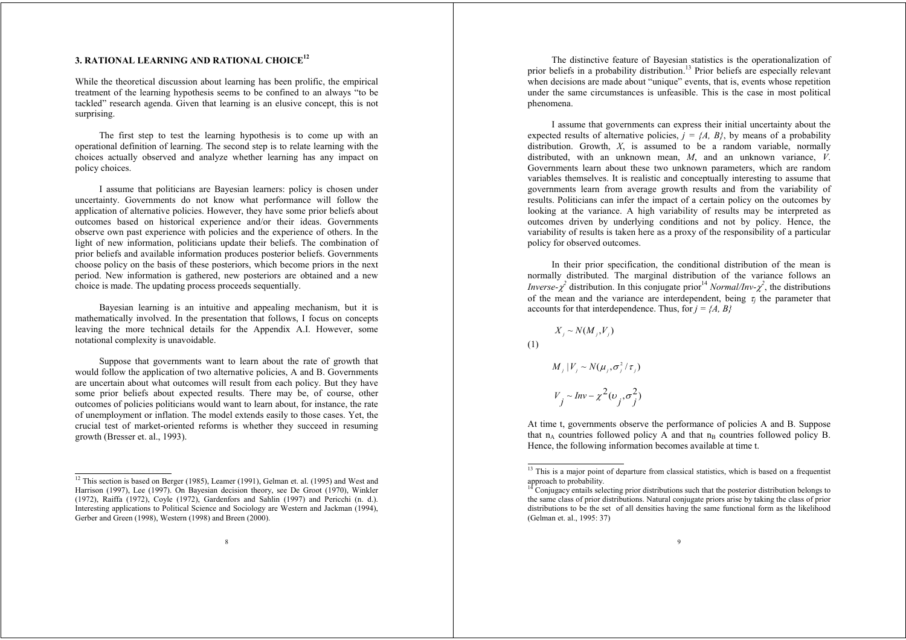## 3. RATIONAL LEARNING AND RATIONAL CHOICE[12]

While the theoretical discussion about learning has been prolific, the empirical treatment of the learning hypothesis seems to be confined to an always "to be tackled" research agenda. Given that learning is an elusive concept, this is not surprising.

The first step to test the learning hypothesis is to come up with an operational definition of learning. The second step is to relate learning with the choices actually observed and analyze whether learning has any impact on policy choices.

I assume that politicians are Bayesian learners: policy is chosen under uncertainty. Governments do not know what performance will follow the application of alternative policies. However, they have some prior beliefs about outcomes based on historical experience and/or their ideas. Governments observe own past experience with policies and the experience of others. In the light of new information, politicians update their beliefs. The combination of prior beliefs and available information produces posterior beliefs. Governments choose policy on the basis of these posteriors, which become priors in the next period. New information is gathered, new posteriors are obtained and a new choice is made. The updating process proceeds sequentially.

Bayesian learning is an intuitive and appealing mechanism, but it is mathematically involved. In the presentation that follows, I focus on concepts leaving the more technical details for the Appendix A.I. However, some notational complexity is unavoidable.

Suppose that governments want to learn about the rate of growth that would follow the application of two alternative policies, A and B. Governments are uncertain about what outcomes will result from each policy. But they have some prior beliefs about expected results. There may be, of course, other outcomes of policies politicians would want to learn about, for instance, the rate of unemployment or inflation. The model extends easily to those cases. Yet, the crucial test of market-oriented reforms is whether they succeed in resuming growth (Bresser et. al., 1993).

[12] This section is based on Berger (1985), Leamer (1991), Gelman et. al. (1995) and West and Harrison (1997), Lee (1997). On Bayesian decision theory, see De Groot (1970), Winkler (1972), Raiffa (1972), Coyle (1972), Gardenfors and Sahlin (1997) and Pericchi (n. d.). Interesting applications to Political Science and Sociology are Western and Jackman (1994), Gerber and Green (1998), Western (1998) and Breen (2000).

The distinctive feature of Bayesian statistics is the operationalization of prior beliefs in a probability distribution.[13] Prior beliefs are especially relevant when decisions are made about "unique" events, that is, events whose repetition under the same circumstances is unfeasible. This is the case in most political phenomena.

I assume that governments can express their initial uncertainty about the expected results of alternative policies, $j = \{A, B\}$, by means of a probability distribution. Growth, $X$, is assumed to be a random variable, normally distributed, with an unknown mean, $M$, and an unknown variance, $V$. Governments learn about these two unknown parameters, which are random variables themselves. It is realistic and conceptually interesting to assume that governments learn from average growth results and from the variability of results. Politicians can infer the impact of a certain policy on the outcomes by looking at the variance. A high variability of results may be interpreted as outcomes driven by underlying conditions and not by policy. Hence, the variability of results is taken here as a proxy of the responsibility of a particular policy for observed outcomes.

In their prior specification, the conditional distribution of the mean is normally distributed. The marginal distribution of the variance follows an *Inverse-*$\chi^2$ distribution. In this conjugate prior[14] *Normal/Inv-*$\chi^2$, the distributions of the mean and the variance are interdependent, being $\tau_j$ the parameter that accounts for that interdependence. Thus, for $j = \{A, B\}$

$$
\begin{aligned}
& X_j \sim N(M_j, V_j) \\
(1) \quad & M_j \mid V_j \sim N(\mu_j, \sigma_j^2 / \tau_j) \\
& V_j \sim Inv - \chi^2(\upsilon_j, \sigma_j^2)
\end{aligned}
$$

At time t, governments observe the performance of policies A and B. Suppose that $n_A$ countries followed policy A and that $n_B$ countries followed policy B. Hence, the following information becomes available at time t.

[13] This is a major point of departure from classical statistics, which is based on a frequentist approach to probability.

[14] Conjugacy entails selecting prior distributions such that the posterior distribution belongs to the same class of prior distributions. Natural conjugate priors arise by taking the class of prior distributions to be the set of all densities having the same functional form as the likelihood (Gelman et. al., 1995: 37)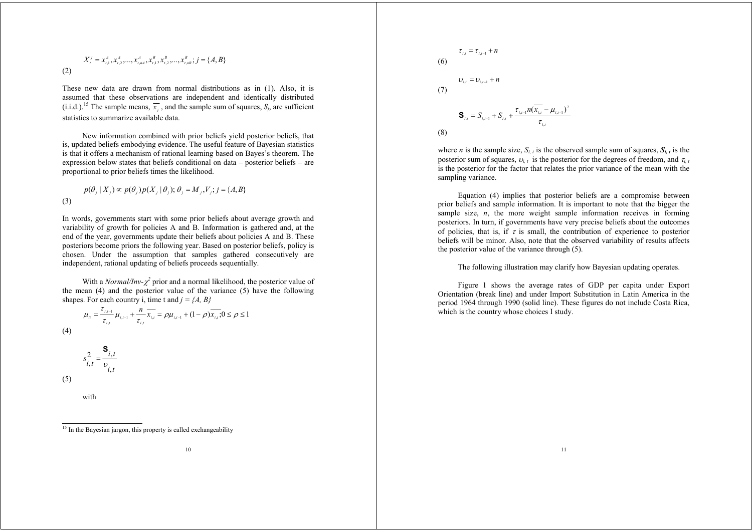$$X_t^j = x_{t,1}^A, x_{t,2}^A, ..., x_{t,nA}^A, x_{t,1}^B, x_{t,2}^B, ..., x_{t,nB}^B; j = \{A, B\}$$

(2)

These new data are drawn from normal distributions as in (1). Also, it is assumed that these observations are independent and identically distributed (i.i.d.).[15] The sample means, $\overline{x_j}$, and the sample sum of squares, $S_j$, are sufficient statistics to summarize available data.

New information combined with prior beliefs yield posterior beliefs, that is, updated beliefs embodying evidence. The useful feature of Bayesian statistics is that it offers a mechanism of rational learning based on Bayes's theorem. The expression below states that beliefs conditional on data – posterior beliefs – are proportional to prior beliefs times the likelihood.

$$p(\theta_j \mid X_j) \propto p(\theta_j) p(X_j \mid \theta_j); \theta_j = M_j, V_j; j = \{A, B\}$$

(3)

In words, governments start with some prior beliefs about average growth and variability of growth for policies A and B. Information is gathered and, at the end of the year, governments update their beliefs about policies A and B. These posteriors become priors the following year. Based on posterior beliefs, policy is chosen. Under the assumption that samples gathered consecutively are independent, rational updating of beliefs proceeds sequentially.

With a *Normal/Inv-$\chi^2$* prior and a normal likelihood, the posterior value of the mean (4) and the posterior value of the variance (5) have the following shapes. For each country i, time t and *j = {A, B}*

$$\mu_{it} = \frac{\tau_{i,t-1}}{\tau_{i,t}} \mu_{i,t-1} + \frac{n}{\tau_{i,t}} \overline{x_{i,t}} = \rho \mu_{i,t-1} + (1-\rho) \overline{x_{i,t}}; 0 \leq \rho \leq 1$$

(4)

$$s_{i,t}^2 = \frac{\mathbf{S}_{i,t}}{\upsilon_{i,t}}$$

(5)

with

$$\tau_{i,t} = \tau_{i,t-1} + n$$

(6)

$$\upsilon_{i,t} = \upsilon_{i,t-1} + n$$

(7)

$$\mathbf{S}_{i,t} = S_{i,t-1} + S_{i,t} + \frac{\tau_{i,t-1} n (\overline{x_{i,t}} - \mu_{i,t-1})^2}{\tau_{i,t}}$$

(8)

where *n* is the sample size, $S_{i,t}$ is the observed sample sum of squares, $\mathbf{S}_{i,t}$ is the posterior sum of squares, $\upsilon_{i,t}$ is the posterior for the degrees of freedom, and $\tau_{i,t}$ is the posterior for the factor that relates the prior variance of the mean with the sampling variance.

Equation (4) implies that posterior beliefs are a compromise between prior beliefs and sample information. It is important to note that the bigger the sample size, *n*, the more weight sample information receives in forming posteriors. In turn, if governments have very precise beliefs about the outcomes of policies, that is, if $\tau$ is small, the contribution of experience to posterior beliefs will be minor. Also, note that the observed variability of results affects the posterior value of the variance through (5).

The following illustration may clarify how Bayesian updating operates.

Figure 1 shows the average rates of GDP per capita under Export Orientation (break line) and under Import Substitution in Latin America in the period 1964 through 1990 (solid line). These figures do not include Costa Rica, which is the country whose choices I study.

[15] In the Bayesian jargon, this property is called exchangeability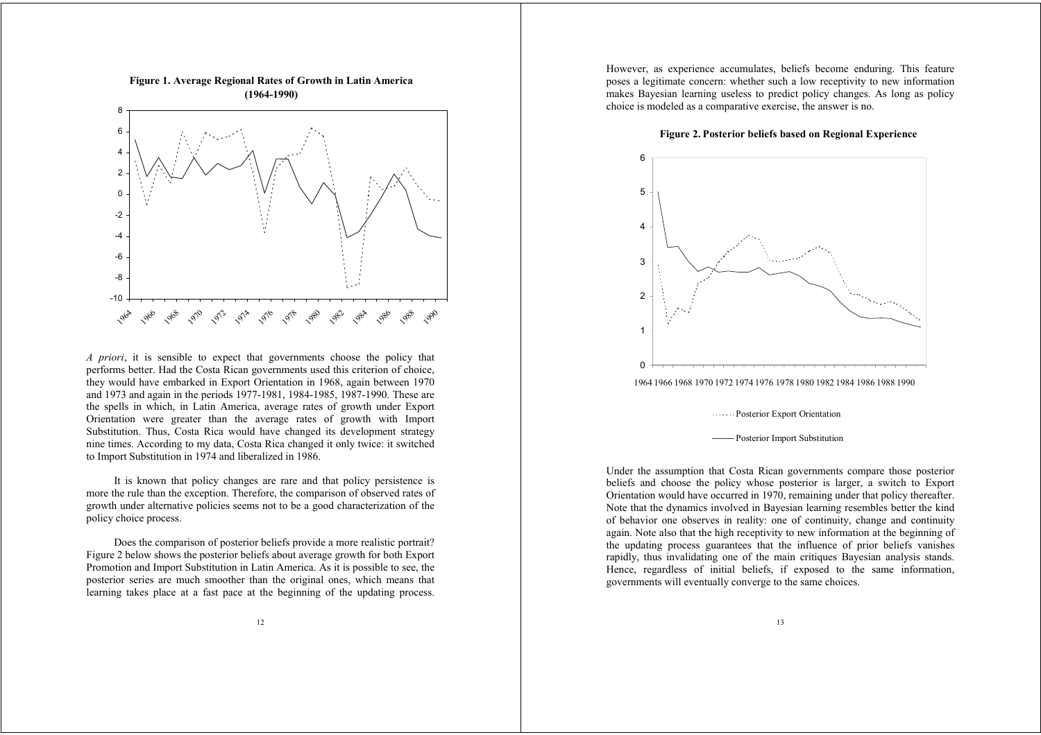**Figure 1. Average Regional Rates of Growth in Latin America (1964-1990)**

*A priori*, it is sensible to expect that governments choose the policy that performs better. Had the Costa Rican governments used this criterion of choice, they would have embarked in Export Orientation in 1968, again between 1970 and 1973 and again in the periods 1977-1981, 1984-1985, 1987-1990. These are the spells in which, in Latin America, average rates of growth under Export Orientation were greater than the average rates of growth with Import Substitution. Thus, Costa Rica would have changed its development strategy nine times. According to my data, Costa Rica changed it only twice: it switched to Import Substitution in 1974 and liberalized in 1986.

It is known that policy changes are rare and that policy persistence is more the rule than the exception. Therefore, the comparison of observed rates of growth under alternative policies seems not to be a good characterization of the policy choice process.

Does the comparison of posterior beliefs provide a more realistic portrait? Figure 2 below shows the posterior beliefs about average growth for both Export Promotion and Import Substitution in Latin America. As it is possible to see, the posterior series are much smoother than the original ones, which means that learning takes place at a fast pace at the beginning of the updating process. However, as experience accumulates, beliefs become enduring. This feature poses a legitimate concern: whether such a low receptivity to new information makes Bayesian learning useless to predict policy changes. As long as policy choice is modeled as a comparative exercise, the answer is no.

**Figure 2. Posterior beliefs based on Regional Experience**

Under the assumption that Costa Rican governments compare those posterior beliefs and choose the policy whose posterior is larger, a switch to Export Orientation would have occurred in 1970, remaining under that policy thereafter. Note that the dynamics involved in Bayesian learning resembles better the kind of behavior one observes in reality: one of continuity, change and continuity again. Note also that the high receptivity to new information at the beginning of the updating process guarantees that the influence of prior beliefs vanishes rapidly, thus invalidating one of the main critiques Bayesian analysis stands. Hence, regardless of initial beliefs, if exposed to the same information, governments will eventually converge to the same choices.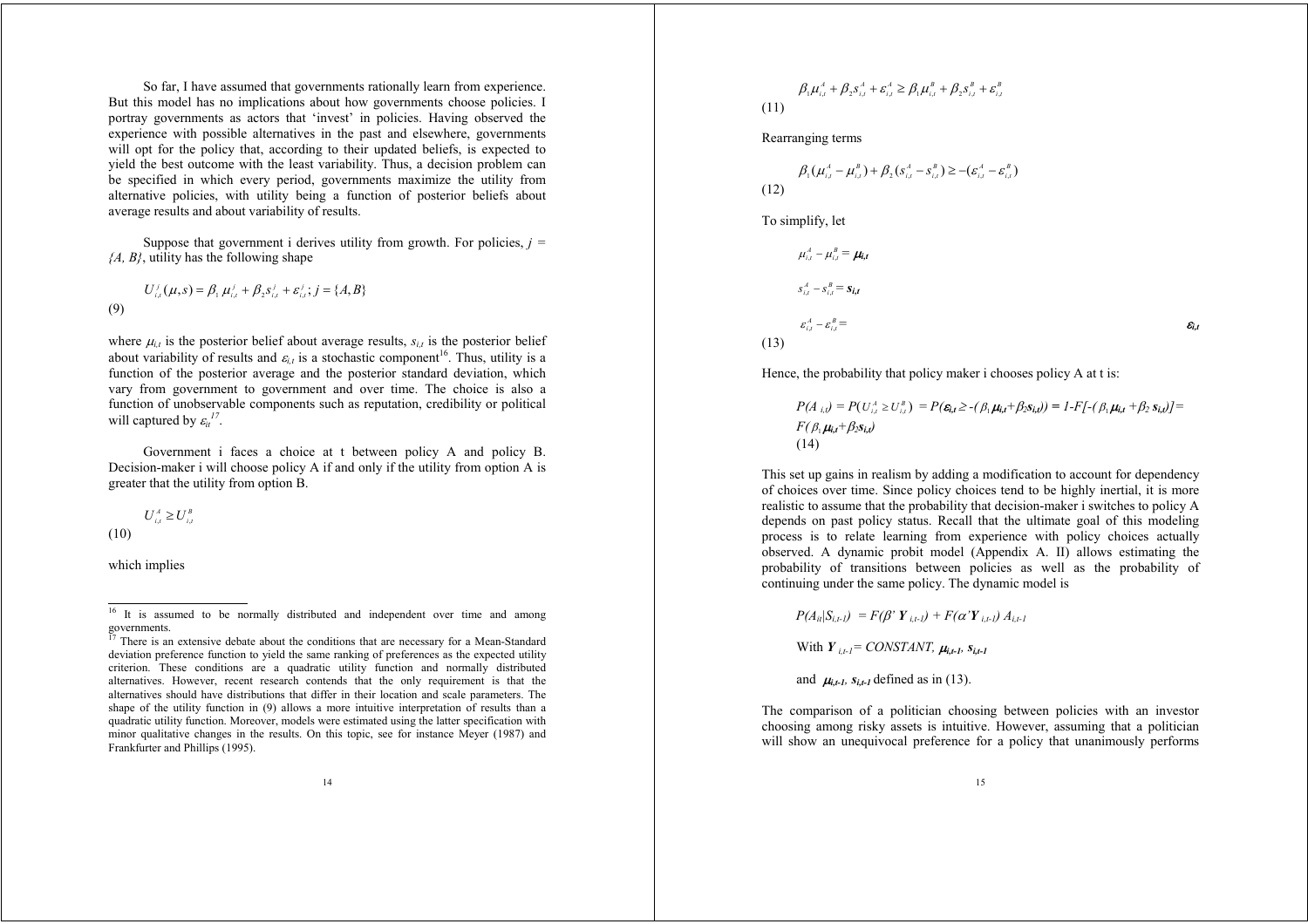So far, I have assumed that governments rationally learn from experience. But this model has no implications about how governments choose policies. I portray governments as actors that 'invest' in policies. Having observed the experience with possible alternatives in the past and elsewhere, governments will opt for the policy that, according to their updated beliefs, is expected to yield the best outcome with the least variability. Thus, a decision problem can be specified in which every period, governments maximize the utility from alternative policies, with utility being a function of posterior beliefs about average results and about variability of results.

Suppose that government i derives utility from growth. For policies, $j = \{A, B\}$, utility has the following shape

$$U^j_{i,t}(\mu, s) = \beta_1 \mu^j_{i,t} + \beta_2 s^j_{i,t} + \varepsilon^j_{i,t}; j = \{A, B\} \tag{9}$$

where $\mu_{i,t}$ is the posterior belief about average results, $s_{i,t}$ is the posterior belief about variability of results and $\varepsilon_{i,t}$ is a stochastic component[16]. Thus, utility is a function of the posterior average and the posterior standard deviation, which vary from government to government and over time. The choice is also a function of unobservable components such as reputation, credibility or political will captured by $\varepsilon_{it}$[17].

Government i faces a choice at t between policy A and policy B. Decision-maker i will choose policy A if and only if the utility from option A is greater that the utility from option B.

$$U^A_{i,t} \geq U^B_{i,t} \tag{10}$$

which implies

$$\beta_1 \mu^A_{i,t} + \beta_2 s^A_{i,t} + \varepsilon^A_{i,t} \geq \beta_1 \mu^B_{i,t} + \beta_2 s^B_{i,t} + \varepsilon^B_{i,t} \tag{11}$$

Rearranging terms

$$\beta_1 (\mu^A_{i,t} - \mu^B_{i,t}) + \beta_2 (s^A_{i,t} - s^B_{i,t}) \geq -(\varepsilon^A_{i,t} - \varepsilon^B_{i,t}) \tag{12}$$

To simplify, let

$$\mu^A_{i,t} - \mu^B_{i,t} = \boldsymbol{\mu_{i,t}}$$

$$s^A_{i,t} - s^B_{i,t} = \boldsymbol{s_{i,t}}$$

$$\varepsilon^A_{i,t} - \varepsilon^B_{i,t} = \boldsymbol{\varepsilon_{i,t}} \tag{13}$$

Hence, the probability that policy maker i chooses policy A at t is:

$$P(A_{i,t}) = P(U^A_{i,t} \geq U^B_{i,t}) = P(\boldsymbol{\varepsilon_{i,t}} \geq -(\beta_1 \boldsymbol{\mu_{i,t}} + \beta_2 \boldsymbol{s_{i,t}})) = 1 - F[-(\beta_1 \boldsymbol{\mu_{i,t}} + \beta_2 \boldsymbol{s_{i,t}})] = F(\beta_1 \boldsymbol{\mu_{i,t}} + \beta_2 \boldsymbol{s_{i,t}}) \tag{14}$$

This set up gains in realism by adding a modification to account for dependency of choices over time. Since policy choices tend to be highly inertial, it is more realistic to assume that the probability that decision-maker i switches to policy A depends on past policy status. Recall that the ultimate goal of this modeling process is to relate learning from experience with policy choices actually observed. A dynamic probit model (Appendix A. II) allows estimating the probability of transitions between policies as well as the probability of continuing under the same policy. The dynamic model is

$$P(A_{it}|S_{i,t-1}) = F(\beta' \boldsymbol{Y}_{i,t-1}) + F(\alpha' \boldsymbol{Y}_{i,t-1}) A_{i,t-1}$$

With $\boldsymbol{Y}_{i,t-1} = CONSTANT, \boldsymbol{\mu_{i,t-1}}, \boldsymbol{s_{i,t-1}}$

and $\boldsymbol{\mu_{i,t-1}}, \boldsymbol{s_{i,t-1}}$ defined as in (13).

The comparison of a politician choosing between policies with an investor choosing among risky assets is intuitive. However, assuming that a politician will show an unequivocal preference for a policy that unanimously performs

---

[16] It is assumed to be normally distributed and independent over time and among governments.

[17] There is an extensive debate about the conditions that are necessary for a Mean-Standard deviation preference function to yield the same ranking of preferences as the expected utility criterion. These conditions are a quadratic utility function and normally distributed alternatives. However, recent research contends that the only requirement is that the alternatives should have distributions that differ in their location and scale parameters. The shape of the utility function in (9) allows a more intuitive interpretation of results than a quadratic utility function. Moreover, models were estimated using the latter specification with minor qualitative changes in the results. On this topic, see for instance Meyer (1987) and Frankfurter and Phillips (1995).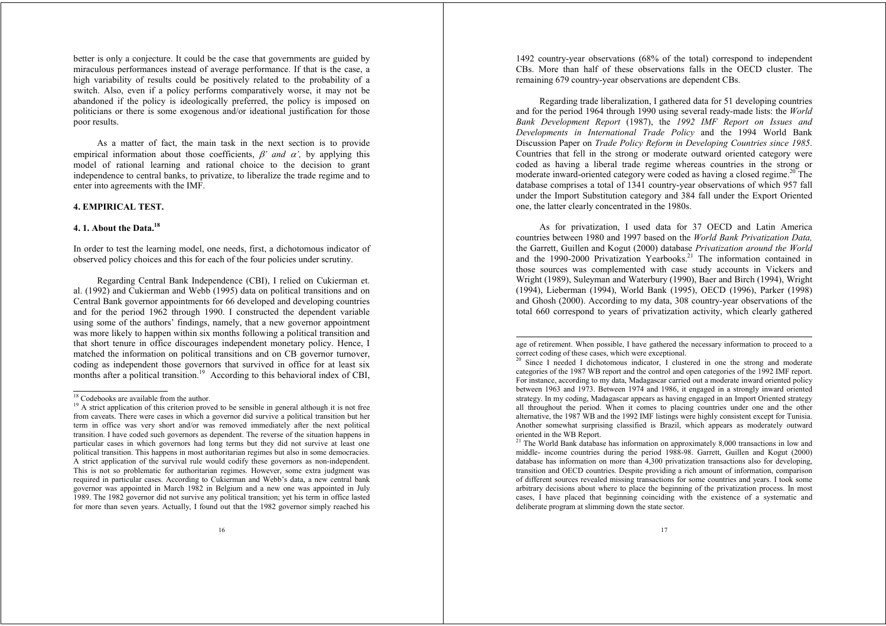better is only a conjecture. It could be the case that governments are guided by miraculous performances instead of average performance. If that is the case, a high variability of results could be positively related to the probability of a switch. Also, even if a policy performs comparatively worse, it may not be abandoned if the policy is ideologically preferred, the policy is imposed on politicians or there is some exogenous and/or ideational justification for those poor results.

As a matter of fact, the main task in the next section is to provide empirical information about those coefficients, $\beta'$ *and* $\alpha'$, by applying this model of rational learning and rational choice to the decision to grant independence to central banks, to privatize, to liberalize the trade regime and to enter into agreements with the IMF.

## 4. EMPIRICAL TEST.

### 4. 1. About the Data.[18]

In order to test the learning model, one needs, first, a dichotomous indicator of observed policy choices and this for each of the four policies under scrutiny.

Regarding Central Bank Independence (CBI), I relied on Cukierman et. al. (1992) and Cukierman and Webb (1995) data on political transitions and on Central Bank governor appointments for 66 developed and developing countries and for the period 1962 through 1990. I constructed the dependent variable using some of the authors' findings, namely, that a new governor appointment was more likely to happen within six months following a political transition and that short tenure in office discourages independent monetary policy. Hence, I matched the information on political transitions and on CB governor turnover, coding as independent those governors that survived in office for at least six months after a political transition.[19] According to this behavioral index of CBI, 1492 country-year observations (68% of the total) correspond to independent CBs. More than half of these observations falls in the OECD cluster. The remaining 679 country-year observations are dependent CBs.

Regarding trade liberalization, I gathered data for 51 developing countries and for the period 1964 through 1990 using several ready-made lists: the *World Bank Development Report* (1987), the *1992 IMF Report on Issues and Developments in International Trade Policy* and the 1994 World Bank Discussion Paper on *Trade Policy Reform in Developing Countries since 1985*. Countries that fell in the strong or moderate outward oriented category were coded as having a liberal trade regime whereas countries in the strong or moderate inward-oriented category were coded as having a closed regime.[20] The database comprises a total of 1341 country-year observations of which 957 fall under the Import Substitution category and 384 fall under the Export Oriented one, the latter clearly concentrated in the 1980s.

As for privatization, I used data for 37 OECD and Latin America countries between 1980 and 1997 based on the *World Bank Privatization Data,* the Garrett, Guillen and Kogut (2000) database *Privatization around the World* and the 1990-2000 Privatization Yearbooks.[21] The information contained in those sources was complemented with case study accounts in Vickers and Wright (1989), Suleyman and Waterbury (1990), Baer and Birch (1994), Wright (1994), Lieberman (1994), World Bank (1995), OECD (1996), Parker (1998) and Ghosh (2000). According to my data, 308 country-year observations of the total 660 correspond to years of privatization activity, which clearly gathered

---

[18] Codebooks are available from the author.

[19] A strict application of this criterion proved to be sensible in general although it is not free from caveats. There were cases in which a governor did survive a political transition but her term in office was very short and/or was removed immediately after the next political transition. I have coded such governors as dependent. The reverse of the situation happens in particular cases in which governors had long terms but they did not survive at least one political transition. This happens in most authoritarian regimes but also in some democracies. A strict application of the survival rule would codify these governors as non-independent. This is not so problematic for authoritarian regimes. However, some extra judgment was required in particular cases. According to Cukierman and Webb's data, a new central bank governor was appointed in March 1982 in Belgium and a new one was appointed in July 1989. The 1982 governor did not survive any political transition; yet his term in office lasted for more than seven years. Actually, I found out that the 1982 governor simply reached his age of retirement. When possible, I have gathered the necessary information to proceed to a correct coding of these cases, which were exceptional.

[20] Since I needed I dichotomous indicator, I clustered in one the strong and moderate categories of the 1987 WB report and the control and open categories of the 1992 IMF report. For instance, according to my data, Madagascar carried out a moderate inward oriented policy between 1963 and 1973. Between 1974 and 1986, it engaged in a strongly inward oriented strategy. In my coding, Madagascar appears as having engaged in an Import Oriented strategy all throughout the period. When it comes to placing countries under one and the other alternative, the 1987 WB and the 1992 IMF listings were highly consistent except for Tunisia. Another somewhat surprising classified is Brazil, which appears as moderately outward oriented in the WB Report.

[21] The World Bank database has information on approximately 8,000 transactions in low and middle- income countries during the period 1988-98. Garrett, Guillen and Kogut (2000) database has information on more than 4,300 privatization transactions also for developing, transition and OECD countries. Despite providing a rich amount of information, comparison of different sources revealed missing transactions for some countries and years. I took some arbitrary decisions about where to place the beginning of the privatization process. In most cases, I have placed that beginning coinciding with the existence of a systematic and deliberate program at slimming down the state sector.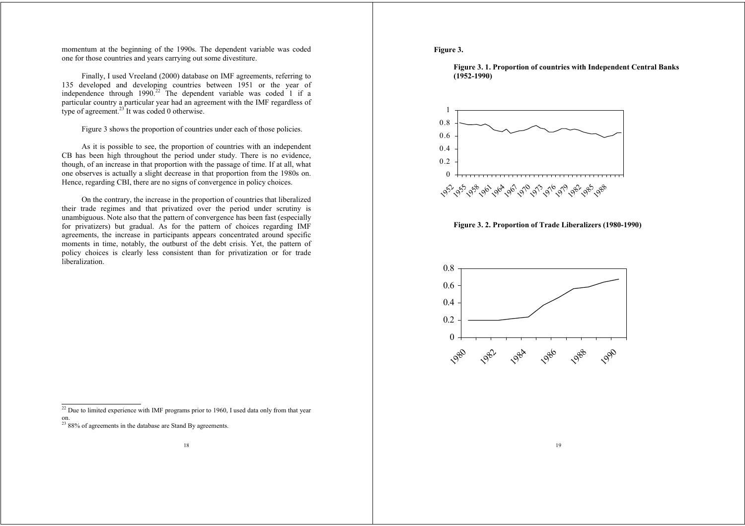momentum at the beginning of the 1990s. The dependent variable was coded one for those countries and years carrying out some divestiture.

Finally, I used Vreeland (2000) database on IMF agreements, referring to 135 developed and developing countries between 1951 or the year of independence through 1990.[22] The dependent variable was coded 1 if a particular country a particular year had an agreement with the IMF regardless of type of agreement.[23] It was coded 0 otherwise.

Figure 3 shows the proportion of countries under each of those policies.

As it is possible to see, the proportion of countries with an independent CB has been high throughout the period under study. There is no evidence, though, of an increase in that proportion with the passage of time. If at all, what one observes is actually a slight decrease in that proportion from the 1980s on. Hence, regarding CBI, there are no signs of convergence in policy choices.

On the contrary, the increase in the proportion of countries that liberalized their trade regimes and that privatized over the period under scrutiny is unambiguous. Note also that the pattern of convergence has been fast (especially for privatizers) but gradual. As for the pattern of choices regarding IMF agreements, the increase in participants appears concentrated around specific moments in time, notably, the outburst of the debt crisis. Yet, the pattern of policy choices is clearly less consistent than for privatization or for trade liberalization.

[22] Due to limited experience with IMF programs prior to 1960, I used data only from that year on.

[23] 88% of agreements in the database are Stand By agreements.

**Figure 3.**

**Figure 3. 1. Proportion of countries with Independent Central Banks (1952-1990)**

**Figure 3. 2. Proportion of Trade Liberalizers (1980-1990)**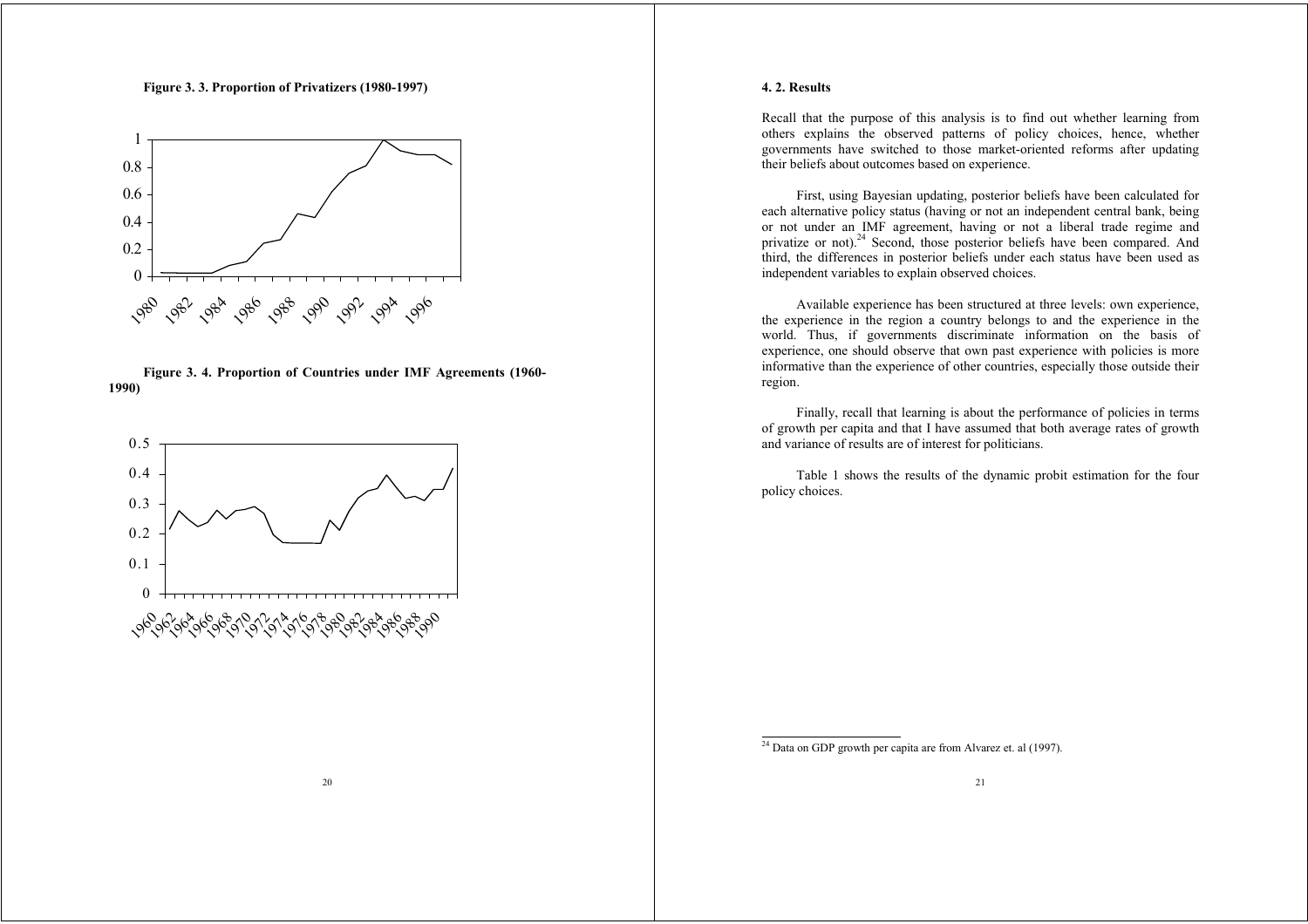**Figure 3. 3. Proportion of Privatizers (1980-1997)**

**Figure 3. 4. Proportion of Countries under IMF Agreements (1960-1990)**

**4. 2. Results**

Recall that the purpose of this analysis is to find out whether learning from others explains the observed patterns of policy choices, hence, whether governments have switched to those market-oriented reforms after updating their beliefs about outcomes based on experience.

First, using Bayesian updating, posterior beliefs have been calculated for each alternative policy status (having or not an independent central bank, being or not under an IMF agreement, having or not a liberal trade regime and privatize or not).[24] Second, those posterior beliefs have been compared. And third, the differences in posterior beliefs under each status have been used as independent variables to explain observed choices.

Available experience has been structured at three levels: own experience, the experience in the region a country belongs to and the experience in the world. Thus, if governments discriminate information on the basis of experience, one should observe that own past experience with policies is more informative than the experience of other countries, especially those outside their region.

Finally, recall that learning is about the performance of policies in terms of growth per capita and that I have assumed that both average rates of growth and variance of results are of interest for politicians.

Table 1 shows the results of the dynamic probit estimation for the four policy choices.

[24] Data on GDP growth per capita are from Alvarez et. al (1997).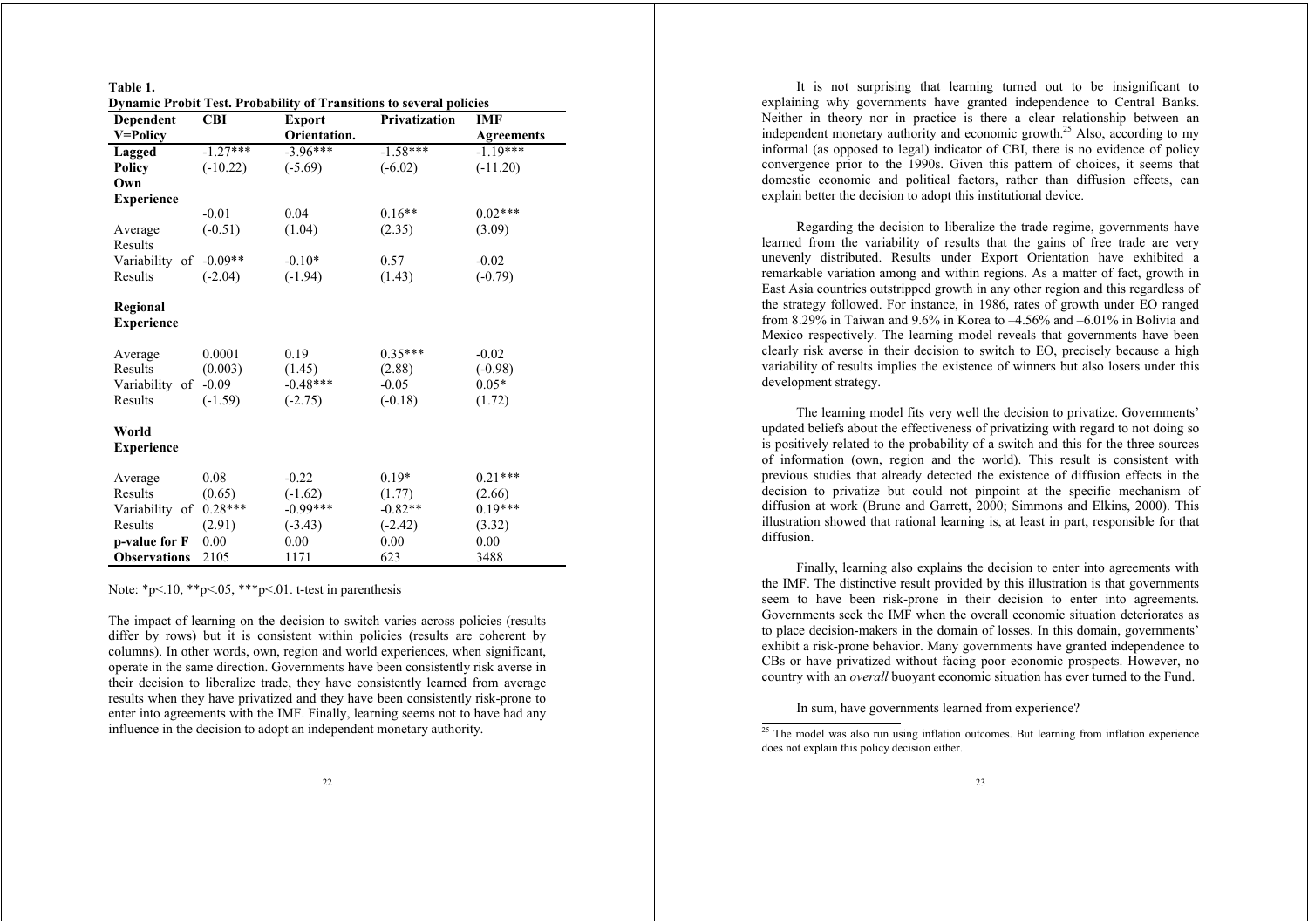**Table 1.**
**Dynamic Probit Test. Probability of Transitions to several policies**

| Dependent V=Policy | CBI | Export Orientation. | Privatization | IMF Agreements |
|---|---|---|---|---|
| **Lagged Policy** | -1.27*** (-10.22) | -3.96*** (-5.69) | -1.58*** (-6.02) | -1.19*** (-11.20) |
| **Own Experience** | | | | |
| Average Results | -0.01 (-0.51) | 0.04 (1.04) | 0.16** (2.35) | 0.02*** (3.09) |
| Variability of Results | -0.09** (-2.04) | -0.10* (-1.94) | 0.57 (1.43) | -0.02 (-0.79) |
| **Regional Experience** | | | | |
| Average Results | 0.0001 (0.003) | 0.19 (1.45) | 0.35*** (2.88) | -0.02 (-0.98) |
| Variability of Results | -0.09 (-1.59) | -0.48*** (-2.75) | -0.05 (-0.18) | 0.05* (1.72) |
| **World Experience** | | | | |
| Average Results | 0.08 (0.65) | -0.22 (-1.62) | 0.19* (1.77) | 0.21*** (2.66) |
| Variability of Results | 0.28*** (2.91) | -0.99*** (-3.43) | -0.82** (-2.42) | 0.19*** (3.32) |
| **p-value for F** | 0.00 | 0.00 | 0.00 | 0.00 |
| **Observations** | 2105 | 1171 | 623 | 3488 |

Note: *p<.10, **p<.05, ***p<.01. t-test in parenthesis

The impact of learning on the decision to switch varies across policies (results differ by rows) but it is consistent within policies (results are coherent by columns). In other words, own, region and world experiences, when significant, operate in the same direction. Governments have been consistently risk averse in their decision to liberalize trade, they have consistently learned from average results when they have privatized and they have been consistently risk-prone to enter into agreements with the IMF. Finally, learning seems not to have had any influence in the decision to adopt an independent monetary authority.

It is not surprising that learning turned out to be insignificant to explaining why governments have granted independence to Central Banks. Neither in theory nor in practice is there a clear relationship between an independent monetary authority and economic growth.[25] Also, according to my informal (as opposed to legal) indicator of CBI, there is no evidence of policy convergence prior to the 1990s. Given this pattern of choices, it seems that domestic economic and political factors, rather than diffusion effects, can explain better the decision to adopt this institutional device.

Regarding the decision to liberalize the trade regime, governments have learned from the variability of results that the gains of free trade are very unevenly distributed. Results under Export Orientation have exhibited a remarkable variation among and within regions. As a matter of fact, growth in East Asia countries outstripped growth in any other region and this regardless of the strategy followed. For instance, in 1986, rates of growth under EO ranged from 8.29% in Taiwan and 9.6% in Korea to –4.56% and –6.01% in Bolivia and Mexico respectively. The learning model reveals that governments have been clearly risk averse in their decision to switch to EO, precisely because a high variability of results implies the existence of winners but also losers under this development strategy.

The learning model fits very well the decision to privatize. Governments' updated beliefs about the effectiveness of privatizing with regard to not doing so is positively related to the probability of a switch and this for the three sources of information (own, region and the world). This result is consistent with previous studies that already detected the existence of diffusion effects in the decision to privatize but could not pinpoint at the specific mechanism of diffusion at work (Brune and Garrett, 2000; Simmons and Elkins, 2000). This illustration showed that rational learning is, at least in part, responsible for that diffusion.

Finally, learning also explains the decision to enter into agreements with the IMF. The distinctive result provided by this illustration is that governments seem to have been risk-prone in their decision to enter into agreements. Governments seek the IMF when the overall economic situation deteriorates as to place decision-makers in the domain of losses. In this domain, governments' exhibit a risk-prone behavior. Many governments have granted independence to CBs or have privatized without facing poor economic prospects. However, no country with an *overall* buoyant economic situation has ever turned to the Fund.

In sum, have governments learned from experience?

[25] The model was also run using inflation outcomes. But learning from inflation experience does not explain this policy decision either.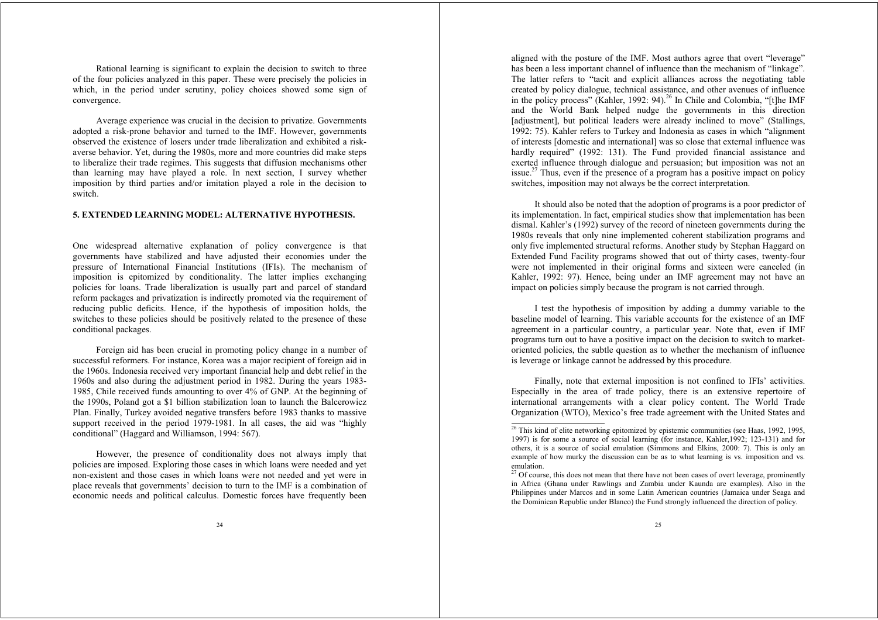Rational learning is significant to explain the decision to switch to three of the four policies analyzed in this paper. These were precisely the policies in which, in the period under scrutiny, policy choices showed some sign of convergence.

Average experience was crucial in the decision to privatize. Governments adopted a risk-prone behavior and turned to the IMF. However, governments observed the existence of losers under trade liberalization and exhibited a risk-averse behavior. Yet, during the 1980s, more and more countries did make steps to liberalize their trade regimes. This suggests that diffusion mechanisms other than learning may have played a role. In next section, I survey whether imposition by third parties and/or imitation played a role in the decision to switch.

## 5. EXTENDED LEARNING MODEL: ALTERNATIVE HYPOTHESIS.

One widespread alternative explanation of policy convergence is that governments have stabilized and have adjusted their economies under the pressure of International Financial Institutions (IFIs). The mechanism of imposition is epitomized by conditionality. The latter implies exchanging policies for loans. Trade liberalization is usually part and parcel of standard reform packages and privatization is indirectly promoted via the requirement of reducing public deficits. Hence, if the hypothesis of imposition holds, the switches to these policies should be positively related to the presence of these conditional packages.

Foreign aid has been crucial in promoting policy change in a number of successful reformers. For instance, Korea was a major recipient of foreign aid in the 1960s. Indonesia received very important financial help and debt relief in the 1960s and also during the adjustment period in 1982. During the years 1983-1985, Chile received funds amounting to over 4% of GNP. At the beginning of the 1990s, Poland got a $1 billion stabilization loan to launch the Balcerowicz Plan. Finally, Turkey avoided negative transfers before 1983 thanks to massive support received in the period 1979-1981. In all cases, the aid was "highly conditional" (Haggard and Williamson, 1994: 567).

However, the presence of conditionality does not always imply that policies are imposed. Exploring those cases in which loans were needed and yet non-existent and those cases in which loans were not needed and yet were in place reveals that governments' decision to turn to the IMF is a combination of economic needs and political calculus. Domestic forces have frequently been aligned with the posture of the IMF. Most authors agree that overt "leverage" has been a less important channel of influence than the mechanism of "linkage". The latter refers to "tacit and explicit alliances across the negotiating table created by policy dialogue, technical assistance, and other avenues of influence in the policy process" (Kahler, 1992: 94).[26] In Chile and Colombia, "[t]he IMF and the World Bank helped nudge the governments in this direction [adjustment], but political leaders were already inclined to move" (Stallings, 1992: 75). Kahler refers to Turkey and Indonesia as cases in which "alignment of interests [domestic and international] was so close that external influence was hardly required" (1992: 131). The Fund provided financial assistance and exerted influence through dialogue and persuasion; but imposition was not an issue.[27] Thus, even if the presence of a program has a positive impact on policy switches, imposition may not always be the correct interpretation.

It should also be noted that the adoption of programs is a poor predictor of its implementation. In fact, empirical studies show that implementation has been dismal. Kahler's (1992) survey of the record of nineteen governments during the 1980s reveals that only nine implemented coherent stabilization programs and only five implemented structural reforms. Another study by Stephan Haggard on Extended Fund Facility programs showed that out of thirty cases, twenty-four were not implemented in their original forms and sixteen were canceled (in Kahler, 1992: 97). Hence, being under an IMF agreement may not have an impact on policies simply because the program is not carried through.

I test the hypothesis of imposition by adding a dummy variable to the baseline model of learning. This variable accounts for the existence of an IMF agreement in a particular country, a particular year. Note that, even if IMF programs turn out to have a positive impact on the decision to switch to market-oriented policies, the subtle question as to whether the mechanism of influence is leverage or linkage cannot be addressed by this procedure.

Finally, note that external imposition is not confined to IFIs' activities. Especially in the area of trade policy, there is an extensive repertoire of international arrangements with a clear policy content. The World Trade Organization (WTO), Mexico's free trade agreement with the United States and

[26] This kind of elite networking epitomized by epistemic communities (see Haas, 1992, 1995, 1997) is for some a source of social learning (for instance, Kahler,1992; 123-131) and for others, it is a source of social emulation (Simmons and Elkins, 2000: 7). This is only an example of how murky the discussion can be as to what learning is vs. imposition and vs. emulation.

[27] Of course, this does not mean that there have not been cases of overt leverage, prominently in Africa (Ghana under Rawlings and Zambia under Kaunda are examples). Also in the Philippines under Marcos and in some Latin American countries (Jamaica under Seaga and the Dominican Republic under Blanco) the Fund strongly influenced the direction of policy.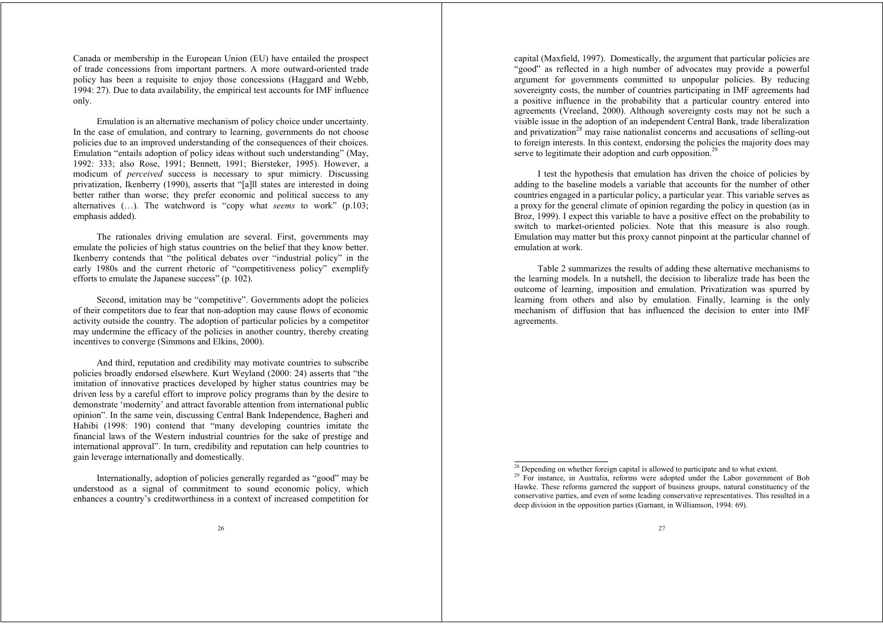Canada or membership in the European Union (EU) have entailed the prospect of trade concessions from important partners. A more outward-oriented trade policy has been a requisite to enjoy those concessions (Haggard and Webb, 1994: 27). Due to data availability, the empirical test accounts for IMF influence only.

Emulation is an alternative mechanism of policy choice under uncertainty. In the case of emulation, and contrary to learning, governments do not choose policies due to an improved understanding of the consequences of their choices. Emulation "entails adoption of policy ideas without such understanding" (May, 1992: 333; also Rose, 1991; Bennett, 1991; Biersteker, 1995). However, a modicum of *perceived* success is necessary to spur mimicry. Discussing privatization, Ikenberry (1990), asserts that "[a]ll states are interested in doing better rather than worse; they prefer economic and political success to any alternatives (…). The watchword is "copy what *seems* to work" (p.103; emphasis added).

The rationales driving emulation are several. First, governments may emulate the policies of high status countries on the belief that they know better. Ikenberry contends that "the political debates over "industrial policy" in the early 1980s and the current rhetoric of "competitiveness policy" exemplify efforts to emulate the Japanese success" (p. 102).

Second, imitation may be "competitive". Governments adopt the policies of their competitors due to fear that non-adoption may cause flows of economic activity outside the country. The adoption of particular policies by a competitor may undermine the efficacy of the policies in another country, thereby creating incentives to converge (Simmons and Elkins, 2000).

And third, reputation and credibility may motivate countries to subscribe policies broadly endorsed elsewhere. Kurt Weyland (2000: 24) asserts that "the imitation of innovative practices developed by higher status countries may be driven less by a careful effort to improve policy programs than by the desire to demonstrate 'modernity' and attract favorable attention from international public opinion". In the same vein, discussing Central Bank Independence, Bagheri and Habibi (1998: 190) contend that "many developing countries imitate the financial laws of the Western industrial countries for the sake of prestige and international approval". In turn, credibility and reputation can help countries to gain leverage internationally and domestically.

Internationally, adoption of policies generally regarded as "good" may be understood as a signal of commitment to sound economic policy, which enhances a country's creditworthiness in a context of increased competition for capital (Maxfield, 1997). Domestically, the argument that particular policies are "good" as reflected in a high number of advocates may provide a powerful argument for governments committed to unpopular policies. By reducing sovereignty costs, the number of countries participating in IMF agreements had a positive influence in the probability that a particular country entered into agreements (Vreeland, 2000). Although sovereignty costs may not be such a visible issue in the adoption of an independent Central Bank, trade liberalization and privatization[28] may raise nationalist concerns and accusations of selling-out to foreign interests. In this context, endorsing the policies the majority does may serve to legitimate their adoption and curb opposition.[29]

I test the hypothesis that emulation has driven the choice of policies by adding to the baseline models a variable that accounts for the number of other countries engaged in a particular policy, a particular year. This variable serves as a proxy for the general climate of opinion regarding the policy in question (as in Broz, 1999). I expect this variable to have a positive effect on the probability to switch to market-oriented policies. Note that this measure is also rough. Emulation may matter but this proxy cannot pinpoint at the particular channel of emulation at work.

Table 2 summarizes the results of adding these alternative mechanisms to the learning models. In a nutshell, the decision to liberalize trade has been the outcome of learning, imposition and emulation. Privatization was spurred by learning from others and also by emulation. Finally, learning is the only mechanism of diffusion that has influenced the decision to enter into IMF agreements.

[28] Depending on whether foreign capital is allowed to participate and to what extent.

[29] For instance, in Australia, reforms were adopted under the Labor government of Bob Hawke. These reforms garnered the support of business groups, natural constituency of the conservative parties, and even of some leading conservative representatives. This resulted in a deep division in the opposition parties (Garnant, in Williamson, 1994: 69).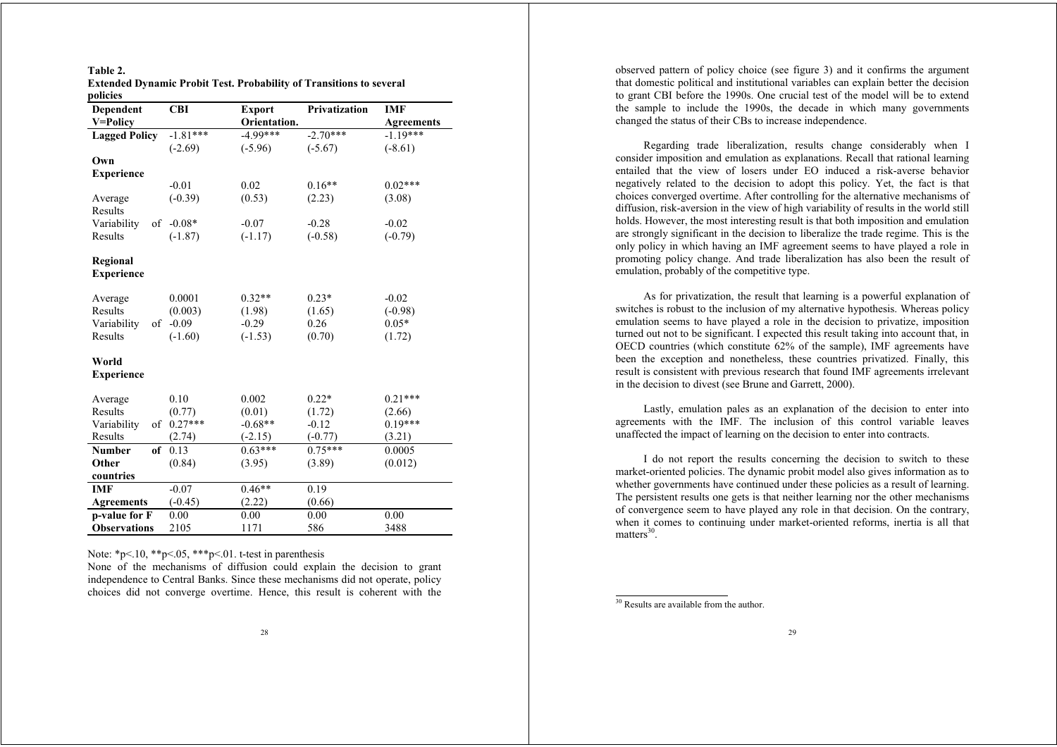**Table 2.**
**Extended Dynamic Probit Test. Probability of Transitions to several policies**

| Dependent V=Policy | CBI | Export Orientation. | Privatization | IMF Agreements |
|---|---|---|---|---|
| **Lagged Policy** | -1.81*** | -4.99*** | -2.70*** | -1.19*** |
| | (-2.69) | (-5.96) | (-5.67) | (-8.61) |
| **Own Experience** | | | | |
| Average Results | -0.01 | 0.02 | 0.16** | 0.02*** |
| | (-0.39) | (0.53) | (2.23) | (3.08) |
| Variability of Results | -0.08* | -0.07 | -0.28 | -0.02 |
| | (-1.87) | (-1.17) | (-0.58) | (-0.79) |
| **Regional Experience** | | | | |
| Average Results | 0.0001 | 0.32** | 0.23* | -0.02 |
| | (0.003) | (1.98) | (1.65) | (-0.98) |
| Variability of Results | -0.09 | -0.29 | 0.26 | 0.05* |
| | (-1.60) | (-1.53) | (0.70) | (1.72) |
| **World Experience** | | | | |
| Average Results | 0.10 | 0.002 | 0.22* | 0.21*** |
| | (0.77) | (0.01) | (1.72) | (2.66) |
| Variability of Results | 0.27*** | -0.68** | -0.12 | 0.19*** |
| | (2.74) | (-2.15) | (-0.77) | (3.21) |
| **Number of Other countries** | 0.13 | 0.63*** | 0.75*** | 0.0005 |
| | (0.84) | (3.95) | (3.89) | (0.012) |
| **IMF Agreements** | -0.07 | 0.46** | 0.19 | |
| | (-0.45) | (2.22) | (0.66) | |
| **p-value for F** | 0.00 | 0.00 | 0.00 | 0.00 |
| **Observations** | 2105 | 1171 | 586 | 3488 |

Note: *p<.10, **p<.05, ***p<.01. t-test in parenthesis

None of the mechanisms of diffusion could explain the decision to grant independence to Central Banks. Since these mechanisms did not operate, policy choices did not converge overtime. Hence, this result is coherent with the observed pattern of policy choice (see figure 3) and it confirms the argument that domestic political and institutional variables can explain better the decision to grant CBI before the 1990s. One crucial test of the model will be to extend the sample to include the 1990s, the decade in which many governments changed the status of their CBs to increase independence.

Regarding trade liberalization, results change considerably when I consider imposition and emulation as explanations. Recall that rational learning entailed that the view of losers under EO induced a risk-averse behavior negatively related to the decision to adopt this policy. Yet, the fact is that choices converged overtime. After controlling for the alternative mechanisms of diffusion, risk-aversion in the view of high variability of results in the world still holds. However, the most interesting result is that both imposition and emulation are strongly significant in the decision to liberalize the trade regime. This is the only policy in which having an IMF agreement seems to have played a role in promoting policy change. And trade liberalization has also been the result of emulation, probably of the competitive type.

As for privatization, the result that learning is a powerful explanation of switches is robust to the inclusion of my alternative hypothesis. Whereas policy emulation seems to have played a role in the decision to privatize, imposition turned out not to be significant. I expected this result taking into account that, in OECD countries (which constitute 62% of the sample), IMF agreements have been the exception and nonetheless, these countries privatized. Finally, this result is consistent with previous research that found IMF agreements irrelevant in the decision to divest (see Brune and Garrett, 2000).

Lastly, emulation pales as an explanation of the decision to enter into agreements with the IMF. The inclusion of this control variable leaves unaffected the impact of learning on the decision to enter into contracts.

I do not report the results concerning the decision to switch to these market-oriented policies. The dynamic probit model also gives information as to whether governments have continued under these policies as a result of learning. The persistent results one gets is that neither learning nor the other mechanisms of convergence seem to have played any role in that decision. On the contrary, when it comes to continuing under market-oriented reforms, inertia is all that matters[30].

[30] Results are available from the author.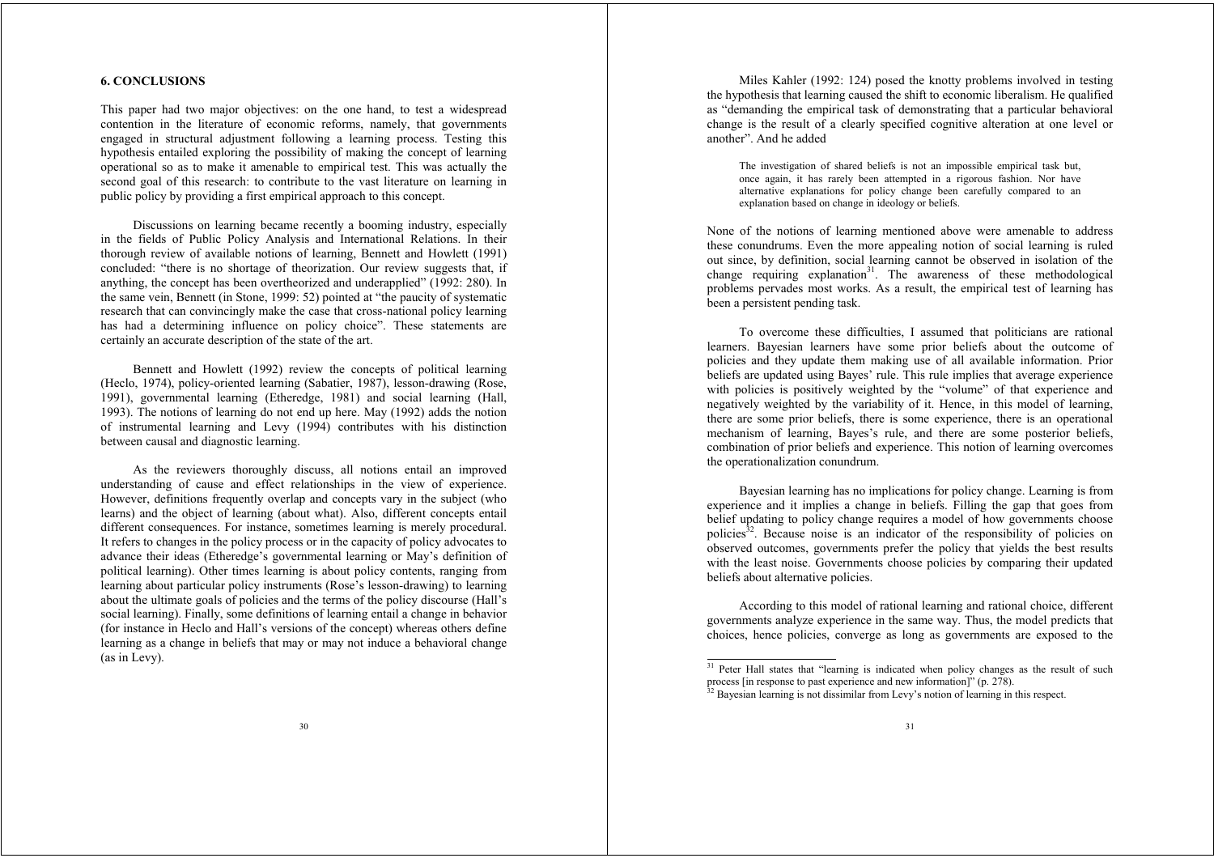## 6. CONCLUSIONS

This paper had two major objectives: on the one hand, to test a widespread contention in the literature of economic reforms, namely, that governments engaged in structural adjustment following a learning process. Testing this hypothesis entailed exploring the possibility of making the concept of learning operational so as to make it amenable to empirical test. This was actually the second goal of this research: to contribute to the vast literature on learning in public policy by providing a first empirical approach to this concept.

Discussions on learning became recently a booming industry, especially in the fields of Public Policy Analysis and International Relations. In their thorough review of available notions of learning, Bennett and Howlett (1991) concluded: "there is no shortage of theorization. Our review suggests that, if anything, the concept has been overtheorized and underapplied" (1992: 280). In the same vein, Bennett (in Stone, 1999: 52) pointed at "the paucity of systematic research that can convincingly make the case that cross-national policy learning has had a determining influence on policy choice". These statements are certainly an accurate description of the state of the art.

Bennett and Howlett (1992) review the concepts of political learning (Heclo, 1974), policy-oriented learning (Sabatier, 1987), lesson-drawing (Rose, 1991), governmental learning (Etheredge, 1981) and social learning (Hall, 1993). The notions of learning do not end up here. May (1992) adds the notion of instrumental learning and Levy (1994) contributes with his distinction between causal and diagnostic learning.

As the reviewers thoroughly discuss, all notions entail an improved understanding of cause and effect relationships in the view of experience. However, definitions frequently overlap and concepts vary in the subject (who learns) and the object of learning (about what). Also, different concepts entail different consequences. For instance, sometimes learning is merely procedural. It refers to changes in the policy process or in the capacity of policy advocates to advance their ideas (Etheredge's governmental learning or May's definition of political learning). Other times learning is about policy contents, ranging from learning about particular policy instruments (Rose's lesson-drawing) to learning about the ultimate goals of policies and the terms of the policy discourse (Hall's social learning). Finally, some definitions of learning entail a change in behavior (for instance in Heclo and Hall's versions of the concept) whereas others define learning as a change in beliefs that may or may not induce a behavioral change (as in Levy).

Miles Kahler (1992: 124) posed the knotty problems involved in testing the hypothesis that learning caused the shift to economic liberalism. He qualified as "demanding the empirical task of demonstrating that a particular behavioral change is the result of a clearly specified cognitive alteration at one level or another". And he added

> The investigation of shared beliefs is not an impossible empirical task but, once again, it has rarely been attempted in a rigorous fashion. Nor have alternative explanations for policy change been carefully compared to an explanation based on change in ideology or beliefs.

None of the notions of learning mentioned above were amenable to address these conundrums. Even the more appealing notion of social learning is ruled out since, by definition, social learning cannot be observed in isolation of the change requiring explanation[31]. The awareness of these methodological problems pervades most works. As a result, the empirical test of learning has been a persistent pending task.

To overcome these difficulties, I assumed that politicians are rational learners. Bayesian learners have some prior beliefs about the outcome of policies and they update them making use of all available information. Prior beliefs are updated using Bayes' rule. This rule implies that average experience with policies is positively weighted by the "volume" of that experience and negatively weighted by the variability of it. Hence, in this model of learning, there are some prior beliefs, there is some experience, there is an operational mechanism of learning, Bayes's rule, and there are some posterior beliefs, combination of prior beliefs and experience. This notion of learning overcomes the operationalization conundrum.

Bayesian learning has no implications for policy change. Learning is from experience and it implies a change in beliefs. Filling the gap that goes from belief updating to policy change requires a model of how governments choose policies[32]. Because noise is an indicator of the responsibility of policies on observed outcomes, governments prefer the policy that yields the best results with the least noise. Governments choose policies by comparing their updated beliefs about alternative policies.

According to this model of rational learning and rational choice, different governments analyze experience in the same way. Thus, the model predicts that choices, hence policies, converge as long as governments are exposed to the

[31] Peter Hall states that "learning is indicated when policy changes as the result of such process [in response to past experience and new information]" (p. 278).

[32] Bayesian learning is not dissimilar from Levy's notion of learning in this respect.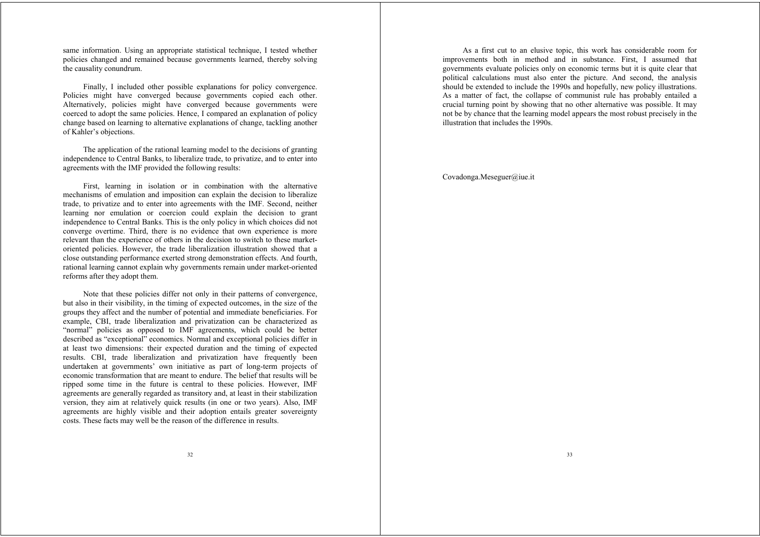same information. Using an appropriate statistical technique, I tested whether policies changed and remained because governments learned, thereby solving the causality conundrum.

Finally, I included other possible explanations for policy convergence. Policies might have converged because governments copied each other. Alternatively, policies might have converged because governments were coerced to adopt the same policies. Hence, I compared an explanation of policy change based on learning to alternative explanations of change, tackling another of Kahler's objections.

The application of the rational learning model to the decisions of granting independence to Central Banks, to liberalize trade, to privatize, and to enter into agreements with the IMF provided the following results:

First, learning in isolation or in combination with the alternative mechanisms of emulation and imposition can explain the decision to liberalize trade, to privatize and to enter into agreements with the IMF. Second, neither learning nor emulation or coercion could explain the decision to grant independence to Central Banks. This is the only policy in which choices did not converge overtime. Third, there is no evidence that own experience is more relevant than the experience of others in the decision to switch to these market-oriented policies. However, the trade liberalization illustration showed that a close outstanding performance exerted strong demonstration effects. And fourth, rational learning cannot explain why governments remain under market-oriented reforms after they adopt them.

Note that these policies differ not only in their patterns of convergence, but also in their visibility, in the timing of expected outcomes, in the size of the groups they affect and the number of potential and immediate beneficiaries. For example, CBI, trade liberalization and privatization can be characterized as "normal" policies as opposed to IMF agreements, which could be better described as "exceptional" economics. Normal and exceptional policies differ in at least two dimensions: their expected duration and the timing of expected results. CBI, trade liberalization and privatization have frequently been undertaken at governments' own initiative as part of long-term projects of economic transformation that are meant to endure. The belief that results will be ripped some time in the future is central to these policies. However, IMF agreements are generally regarded as transitory and, at least in their stabilization version, they aim at relatively quick results (in one or two years). Also, IMF agreements are highly visible and their adoption entails greater sovereignty costs. These facts may well be the reason of the difference in results.

As a first cut to an elusive topic, this work has considerable room for improvements both in method and in substance. First, I assumed that governments evaluate policies only on economic terms but it is quite clear that political calculations must also enter the picture. And second, the analysis should be extended to include the 1990s and hopefully, new policy illustrations. As a matter of fact, the collapse of communist rule has probably entailed a crucial turning point by showing that no other alternative was possible. It may not be by chance that the learning model appears the most robust precisely in the illustration that includes the 1990s.

Covadonga.Meseguer@iue.it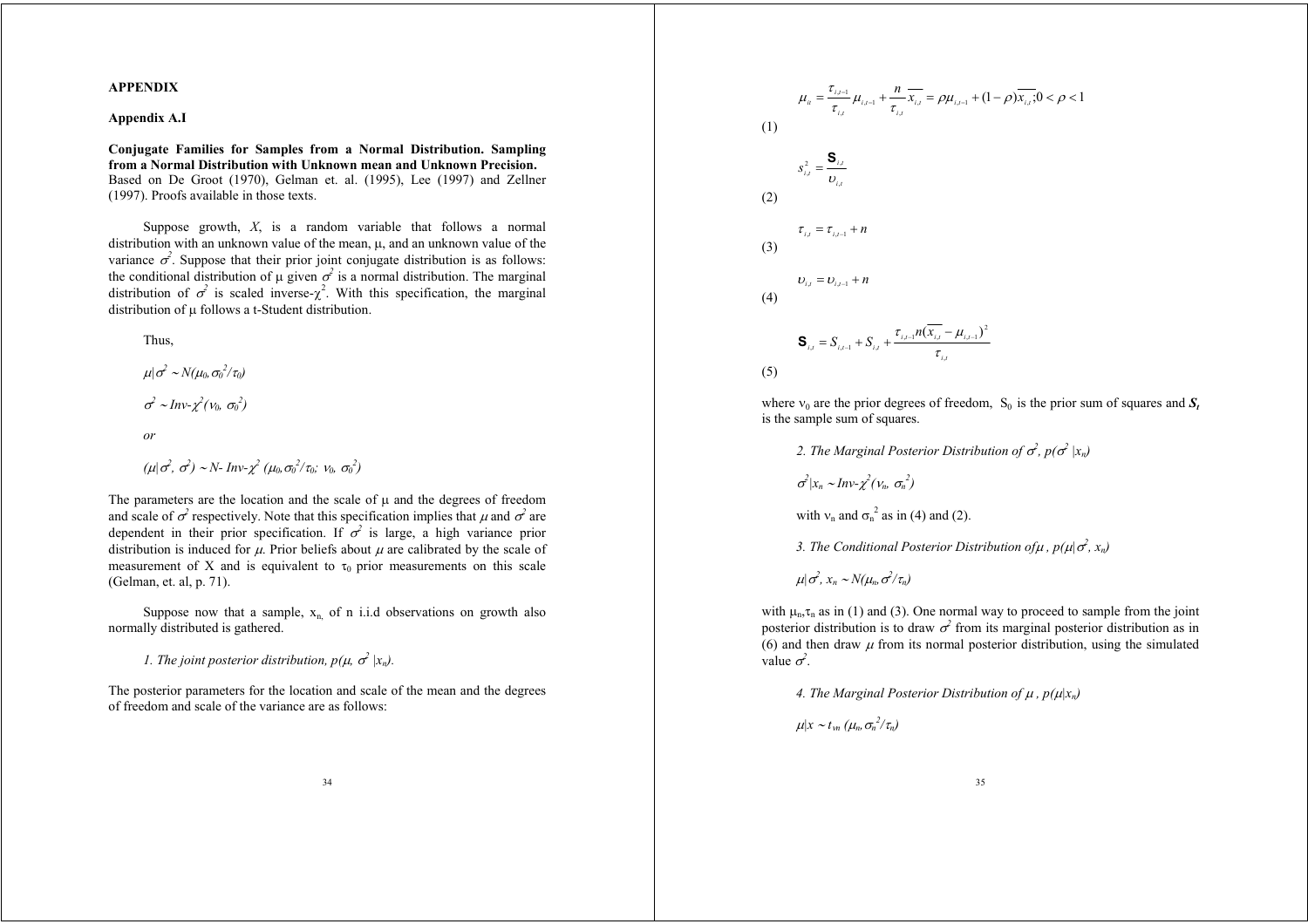**APPENDIX**

**Appendix A.I**

**Conjugate Families for Samples from a Normal Distribution. Sampling from a Normal Distribution with Unknown mean and Unknown Precision.** Based on De Groot (1970), Gelman et. al. (1995), Lee (1997) and Zellner (1997). Proofs available in those texts.

Suppose growth, $X$, is a random variable that follows a normal distribution with an unknown value of the mean, $\mu$, and an unknown value of the variance $\sigma^2$. Suppose that their prior joint conjugate distribution is as follows: the conditional distribution of $\mu$ given $\sigma^2$ is a normal distribution. The marginal distribution of $\sigma^2$ is scaled inverse-$\chi^2$. With this specification, the marginal distribution of $\mu$ follows a t-Student distribution.

Thus,

$\mu|\sigma^2 \sim N(\mu_0, \sigma_0^2/\tau_0)$

$\sigma^2 \sim Inv\text{-}\chi^2(\nu_0, \sigma_0^2)$

*or*

$(\mu|\sigma^2, \sigma^2) \sim N\text{-}Inv\text{-}\chi^2(\mu_0, \sigma_0^2/\tau_0; \nu_0, \sigma_0^2)$

The parameters are the location and the scale of $\mu$ and the degrees of freedom and scale of $\sigma^2$ respectively. Note that this specification implies that $\mu$ and $\sigma^2$ are dependent in their prior specification. If $\sigma^2$ is large, a high variance prior distribution is induced for $\mu$. Prior beliefs about $\mu$ are calibrated by the scale of measurement of X and is equivalent to $\tau_0$ prior measurements on this scale (Gelman, et. al, p. 71).

Suppose now that a sample, $x_n$, of n i.i.d observations on growth also normally distributed is gathered.

*1. The joint posterior distribution, $p(\mu, \sigma^2 |x_n)$.*

The posterior parameters for the location and scale of the mean and the degrees of freedom and scale of the variance are as follows:

$$\mu_{it} = \frac{\tau_{i,t-1}}{\tau_{i,t}}\mu_{i,t-1} + \frac{n}{\tau_{i,t}}\overline{x_{i,t}} = \rho\mu_{i,t-1} + (1-\rho)\overline{x_{i,t}}; 0 < \rho < 1 \tag{1}$$

$$s_{i,t}^2 = \frac{\mathbf{S}_{i,t}}{\upsilon_{i,t}} \tag{2}$$

$$\tau_{i,t} = \tau_{i,t-1} + n \tag{3}$$

$$\upsilon_{i,t} = \upsilon_{i,t-1} + n \tag{4}$$

$$\mathbf{S}_{i,t} = S_{i,t-1} + S_{i,t} + \frac{\tau_{i,t-1}n(\overline{x_{i,t}} - \mu_{i,t-1})^2}{\tau_{i,t}} \tag{5}$$

where $\nu_0$ are the prior degrees of freedom, $S_0$ is the prior sum of squares and $\boldsymbol{S_t}$ is the sample sum of squares.

*2. The Marginal Posterior Distribution of $\sigma^2$, $p(\sigma^2 |x_n)$*

$\sigma^2|x_n \sim Inv\text{-}\chi^2(\nu_n, \sigma_n^2)$

with $\nu_n$ and $\sigma_n^2$ as in (4) and (2).

*3. The Conditional Posterior Distribution of $\mu$, $p(\mu|\sigma^2, x_n)$*

$\mu|\sigma^2, x_n \sim N(\mu_n, \sigma^2/\tau_n)$

with $\mu_n, \tau_n$ as in (1) and (3). One normal way to proceed to sample from the joint posterior distribution is to draw $\sigma^2$ from its marginal posterior distribution as in (6) and then draw $\mu$ from its normal posterior distribution, using the simulated value $\sigma^2$.

*4. The Marginal Posterior Distribution of $\mu$, $p(\mu|x_n)$*

$\mu|x \sim t_{\nu n}(\mu_n, \sigma_n^2/\tau_n)$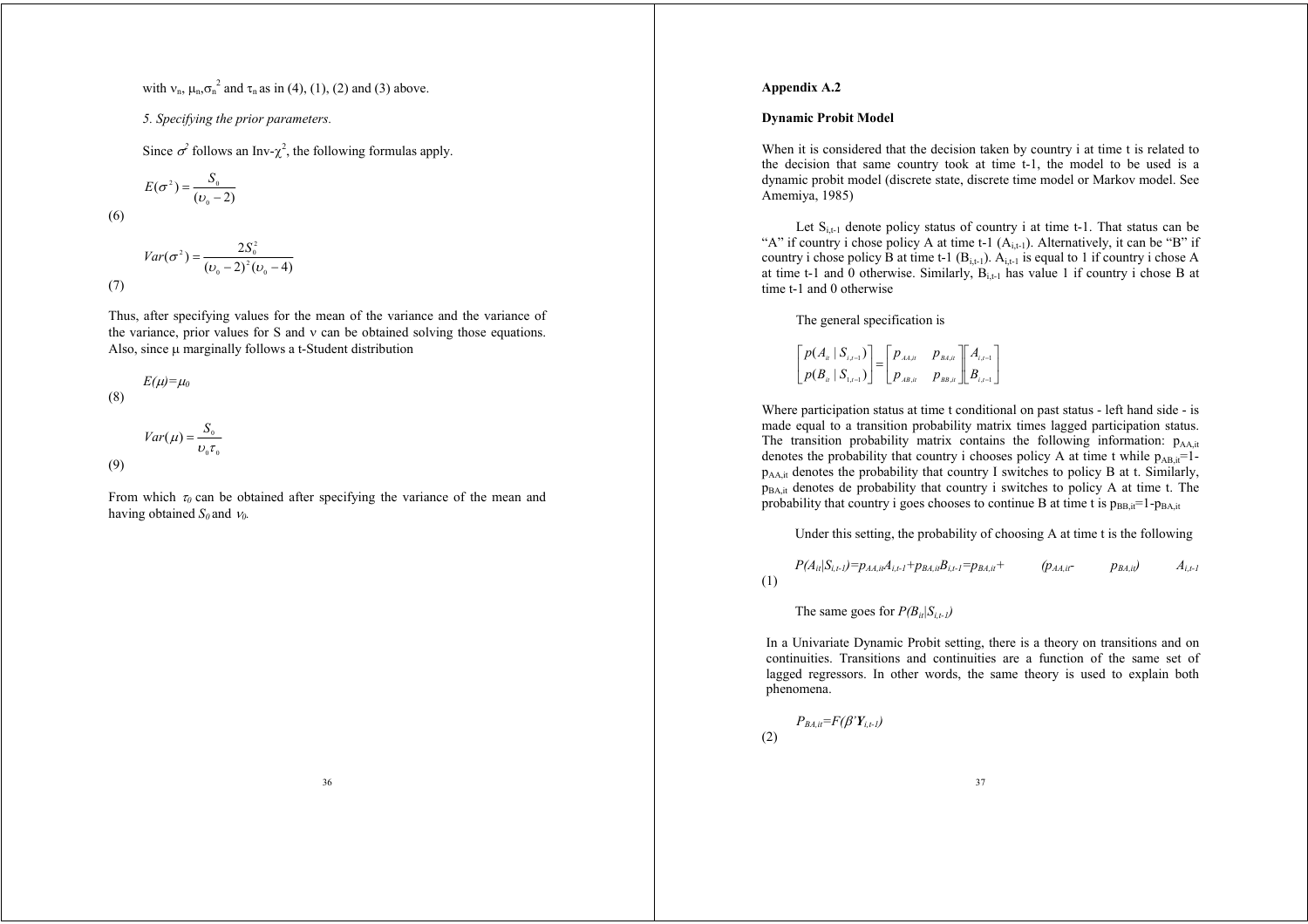with $\nu_n$, $\mu_n$, $\sigma_n^2$ and $\tau_n$ as in (4), (1), (2) and (3) above.

*5. Specifying the prior parameters.*

Since $\sigma^2$ follows an Inv-$\chi^2$, the following formulas apply.

$$E(\sigma^2) = \frac{S_0}{(\upsilon_0 - 2)} \tag{6}$$

$$Var(\sigma^2) = \frac{2S_0^2}{(\upsilon_0 - 2)^2(\upsilon_0 - 4)} \tag{7}$$

Thus, after specifying values for the mean of the variance and the variance of the variance, prior values for S and $\nu$ can be obtained solving those equations. Also, since $\mu$ marginally follows a t-Student distribution

$$E(\mu) = \mu_0 \tag{8}$$

$$Var(\mu) = \frac{S_0}{\upsilon_0 \tau_0} \tag{9}$$

From which $\tau_0$ can be obtained after specifying the variance of the mean and having obtained $S_0$ and $\nu_0$.

## Appendix A.2

### Dynamic Probit Model

When it is considered that the decision taken by country i at time t is related to the decision that same country took at time t-1, the model to be used is a dynamic probit model (discrete state, discrete time model or Markov model. See Amemiya, 1985)

Let $S_{i,t-1}$ denote policy status of country i at time t-1. That status can be "A" if country i chose policy A at time t-1 ($A_{i,t-1}$). Alternatively, it can be "B" if country i chose policy B at time t-1 ($B_{i,t-1}$). $A_{i,t-1}$ is equal to 1 if country i chose A at time t-1 and 0 otherwise. Similarly, $B_{i,t-1}$ has value 1 if country i chose B at time t-1 and 0 otherwise

The general specification is

$$\begin{bmatrix} p(A_{it} \mid S_{i,t-1}) \\ p(B_{it} \mid S_{1,t-1}) \end{bmatrix} = \begin{bmatrix} p_{AA,it} & p_{BA,it} \\ p_{AB,it} & p_{BB,it} \end{bmatrix} \begin{bmatrix} A_{i,t-1} \\ B_{i,t-1} \end{bmatrix}$$

Where participation status at time t conditional on past status - left hand side - is made equal to a transition probability matrix times lagged participation status. The transition probability matrix contains the following information: $p_{AA,it}$ denotes the probability that country i chooses policy A at time t while $p_{AB,it}=1-p_{AA,it}$ denotes the probability that country I switches to policy B at t. Similarly, $p_{BA,it}$ denotes de probability that country i switches to policy A at time t. The probability that country i goes chooses to continue B at time t is $p_{BB,it}=1-p_{BA,it}$

Under this setting, the probability of choosing A at time t is the following

$$P(A_{it}|S_{i,t-1})=p_{AA,it}A_{i,t-1}+p_{BA,it}B_{i,t-1}=p_{BA,it}+ \quad (p_{AA,it}- \quad p_{BA,it}) \quad A_{i,t-1} \tag{1}$$

The same goes for $P(B_{it}|S_{i,t-1})$

In a Univariate Dynamic Probit setting, there is a theory on transitions and on continuities. Transitions and continuities are a function of the same set of lagged regressors. In other words, the same theory is used to explain both phenomena.

$$P_{BA,it}=F(\beta'\mathbf{Y}_{i,t-1}) \tag{2}$$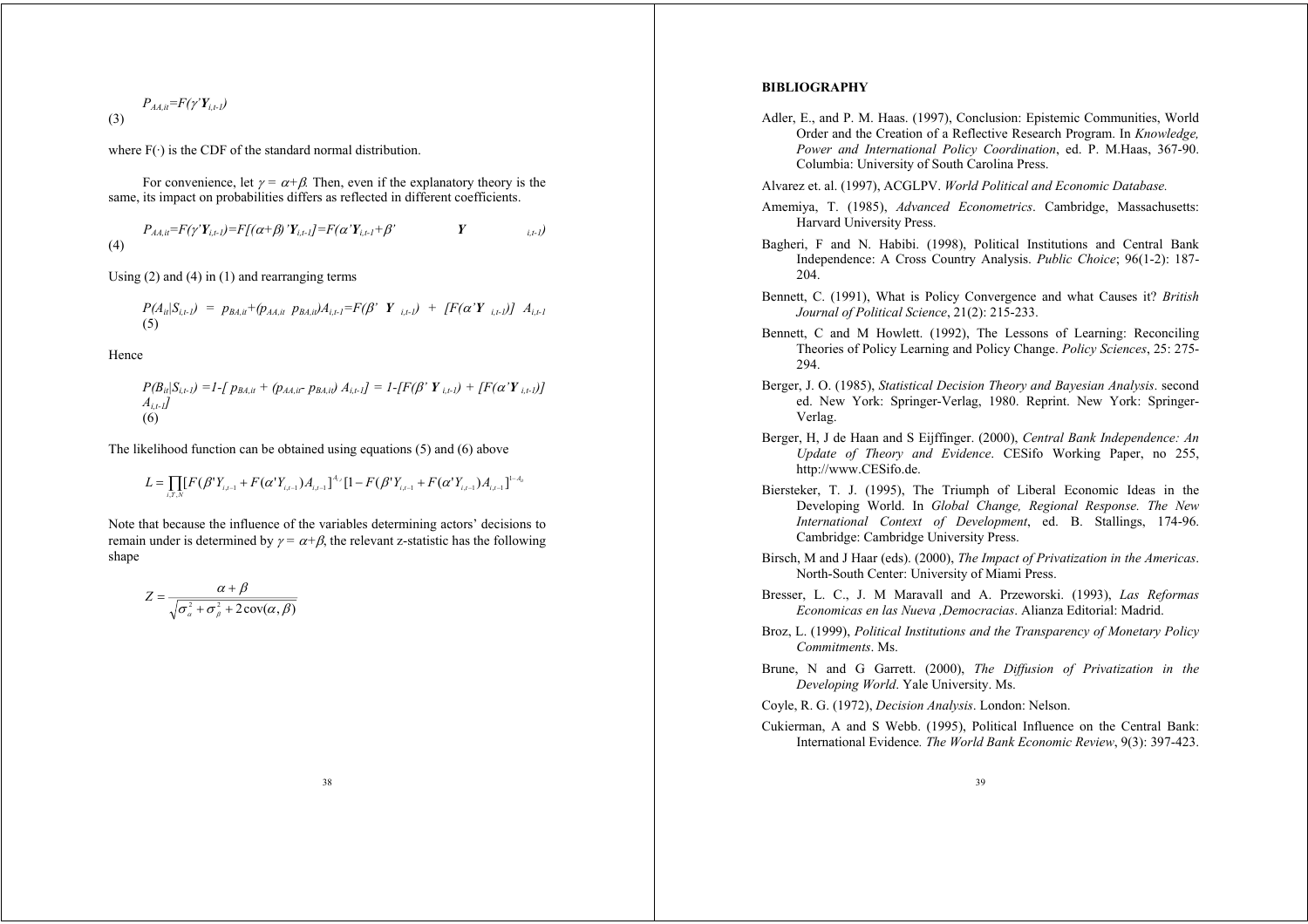$$P_{AA,it}=F(\gamma' \boldsymbol{Y}_{i,t-1}) \tag{3}$$

where F(·) is the CDF of the standard normal distribution.

For convenience, let $\gamma = \alpha+\beta$. Then, even if the explanatory theory is the same, its impact on probabilities differs as reflected in different coefficients.

$$P_{AA,it}=F(\gamma' \boldsymbol{Y}_{i,t-1})=F[(\alpha+\beta)' \boldsymbol{Y}_{i,t-1}]=F(\alpha' \boldsymbol{Y}_{i,t-1}+\beta' \boldsymbol{Y}_{i,t-1}) \tag{4}$$

Using (2) and (4) in (1) and rearranging terms

$$P(A_{it}|S_{i,t-1}) = p_{BA,it}+(p_{AA,it}\ p_{BA,it})A_{i,t-1}=F(\beta' \boldsymbol{Y}_{i,t-1}) + [F(\alpha' \boldsymbol{Y}_{i,t-1})]\ A_{i,t-1} \tag{5}$$

Hence

$$P(B_{it}|S_{i,t-1}) =1-[ p_{BA,it} + (p_{AA,it}- p_{BA,it}) A_{i,t-1}] = 1-[F(\beta' \boldsymbol{Y}_{i,t-1}) + [F(\alpha' \boldsymbol{Y}_{i,t-1})] A_{i,t-1}] \tag{6}$$

The likelihood function can be obtained using equations (5) and (6) above

$$L = \prod_{i,T,N}[F(\beta' Y_{i,t-1} + F(\alpha' Y_{i,t-1})A_{i,t-1}]^{A_{i,t}}[1 - F(\beta' Y_{i,t-1} + F(\alpha' Y_{i,t-1})A_{i,t-1}]^{1-A_{it}}$$

Note that because the influence of the variables determining actors' decisions to remain under is determined by $\gamma = \alpha+\beta$, the relevant z-statistic has the following shape

$$Z = \frac{\alpha + \beta}{\sqrt{\sigma_\alpha^2 + \sigma_\beta^2 + 2\operatorname{cov}(\alpha,\beta)}}$$

## BIBLIOGRAPHY

Adler, E., and P. M. Haas. (1997), Conclusion: Epistemic Communities, World Order and the Creation of a Reflective Research Program. In *Knowledge, Power and International Policy Coordination*, ed. P. M.Haas, 367-90. Columbia: University of South Carolina Press.

Alvarez et. al. (1997), ACGLPV. *World Political and Economic Database.*

Amemiya, T. (1985), *Advanced Econometrics*. Cambridge, Massachusetts: Harvard University Press.

Bagheri, F and N. Habibi. (1998), Political Institutions and Central Bank Independence: A Cross Country Analysis. *Public Choice*; 96(1-2): 187-204.

Bennett, C. (1991), What is Policy Convergence and what Causes it? *British Journal of Political Science*, 21(2): 215-233.

Bennett, C and M Howlett. (1992), The Lessons of Learning: Reconciling Theories of Policy Learning and Policy Change. *Policy Sciences*, 25: 275-294.

Berger, J. O. (1985), *Statistical Decision Theory and Bayesian Analysis*. second ed. New York: Springer-Verlag, 1980. Reprint. New York: Springer-Verlag.

Berger, H, J de Haan and S Eijffinger. (2000), *Central Bank Independence: An Update of Theory and Evidence*. CESifo Working Paper, no 255, http://www.CESifo.de.

Biersteker, T. J. (1995), The Triumph of Liberal Economic Ideas in the Developing World. In *Global Change, Regional Response. The New International Context of Development*, ed. B. Stallings, 174-96. Cambridge: Cambridge University Press.

Birsch, M and J Haar (eds). (2000), *The Impact of Privatization in the Americas*. North-South Center: University of Miami Press.

Bresser, L. C., J. M Maravall and A. Przeworski. (1993), *Las Reformas Economicas en las Nueva ,Democracias*. Alianza Editorial: Madrid.

Broz, L. (1999), *Political Institutions and the Transparency of Monetary Policy Commitments*. Ms.

Brune, N and G Garrett. (2000), *The Diffusion of Privatization in the Developing World*. Yale University. Ms.

Coyle, R. G. (1972), *Decision Analysis*. London: Nelson.

Cukierman, A and S Webb. (1995), Political Influence on the Central Bank: International Evidence*. The World Bank Economic Review*, 9(3): 397-423.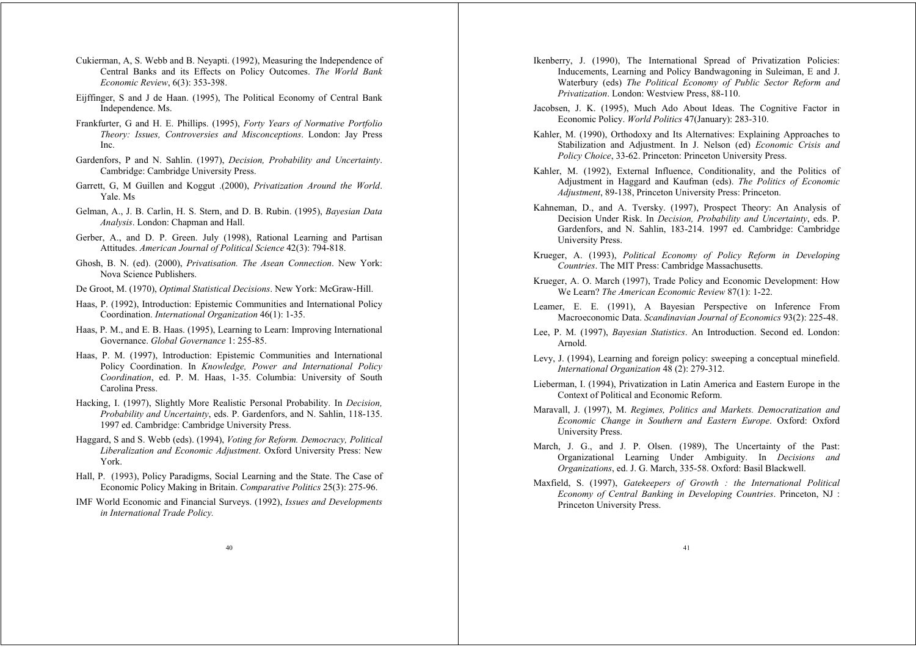Cukierman, A, S. Webb and B. Neyapti. (1992), Measuring the Independence of Central Banks and its Effects on Policy Outcomes. *The World Bank Economic Review*, 6(3): 353-398.

Eijffinger, S and J de Haan. (1995), The Political Economy of Central Bank Independence. Ms.

Frankfurter, G and H. E. Phillips. (1995), *Forty Years of Normative Portfolio Theory: Issues, Controversies and Misconceptions*. London: Jay Press Inc.

Gardenfors, P and N. Sahlin. (1997), *Decision, Probability and Uncertainty*. Cambridge: Cambridge University Press.

Garrett, G, M Guillen and Koggut .(2000), *Privatization Around the World*. Yale. Ms

Gelman, A., J. B. Carlin, H. S. Stern, and D. B. Rubin. (1995), *Bayesian Data Analysis*. London: Chapman and Hall.

Gerber, A., and D. P. Green. July (1998), Rational Learning and Partisan Attitudes. *American Journal of Political Science* 42(3): 794-818.

Ghosh, B. N. (ed). (2000), *Privatisation. The Asean Connection*. New York: Nova Science Publishers.

De Groot, M. (1970), *Optimal Statistical Decisions*. New York: McGraw-Hill.

Haas, P. (1992), Introduction: Epistemic Communities and International Policy Coordination. *International Organization* 46(1): 1-35.

Haas, P. M., and E. B. Haas. (1995), Learning to Learn: Improving International Governance. *Global Governance* 1: 255-85.

Haas, P. M. (1997), Introduction: Epistemic Communities and International Policy Coordination. In *Knowledge, Power and International Policy Coordination*, ed. P. M. Haas, 1-35. Columbia: University of South Carolina Press.

Hacking, I. (1997), Slightly More Realistic Personal Probability. In *Decision, Probability and Uncertainty*, eds. P. Gardenfors, and N. Sahlin, 118-135. 1997 ed. Cambridge: Cambridge University Press.

Haggard, S and S. Webb (eds). (1994), *Voting for Reform. Democracy, Political Liberalization and Economic Adjustment*. Oxford University Press: New York.

Hall, P. (1993), Policy Paradigms, Social Learning and the State. The Case of Economic Policy Making in Britain. *Comparative Politics* 25(3): 275-96.

IMF World Economic and Financial Surveys. (1992), *Issues and Developments in International Trade Policy.*

Ikenberry, J. (1990), The International Spread of Privatization Policies: Inducements, Learning and Policy Bandwagoning in Suleiman, E and J. Waterbury (eds) *The Political Economy of Public Sector Reform and Privatization*. London: Westview Press, 88-110.

Jacobsen, J. K. (1995), Much Ado About Ideas. The Cognitive Factor in Economic Policy. *World Politics* 47(January): 283-310.

Kahler, M. (1990), Orthodoxy and Its Alternatives: Explaining Approaches to Stabilization and Adjustment. In J. Nelson (ed) *Economic Crisis and Policy Choice*, 33-62. Princeton: Princeton University Press.

Kahler, M. (1992), External Influence, Conditionality, and the Politics of Adjustment in Haggard and Kaufman (eds). *The Politics of Economic Adjustment*, 89-138, Princeton University Press: Princeton.

Kahneman, D., and A. Tversky. (1997), Prospect Theory: An Analysis of Decision Under Risk. In *Decision, Probability and Uncertainty*, eds. P. Gardenfors, and N. Sahlin, 183-214. 1997 ed. Cambridge: Cambridge University Press.

Krueger, A. (1993), *Political Economy of Policy Reform in Developing Countries*. The MIT Press: Cambridge Massachusetts.

Krueger, A. O. March (1997), Trade Policy and Economic Development: How We Learn? *The American Economic Review* 87(1): 1-22.

Leamer, E. E. (1991), A Bayesian Perspective on Inference From Macroeconomic Data. *Scandinavian Journal of Economics* 93(2): 225-48.

Lee, P. M. (1997), *Bayesian Statistics*. An Introduction. Second ed. London: Arnold.

Levy, J. (1994), Learning and foreign policy: sweeping a conceptual minefield. *International Organization* 48 (2): 279-312.

Lieberman, I. (1994), Privatization in Latin America and Eastern Europe in the Context of Political and Economic Reform.

Maravall, J. (1997), M. *Regimes, Politics and Markets. Democratization and Economic Change in Southern and Eastern Europe*. Oxford: Oxford University Press.

March, J. G., and J. P. Olsen. (1989), The Uncertainty of the Past: Organizational Learning Under Ambiguity. In *Decisions and Organizations*, ed. J. G. March, 335-58. Oxford: Basil Blackwell.

Maxfield, S. (1997), *Gatekeepers of Growth : the International Political Economy of Central Banking in Developing Countries*. Princeton, NJ : Princeton University Press.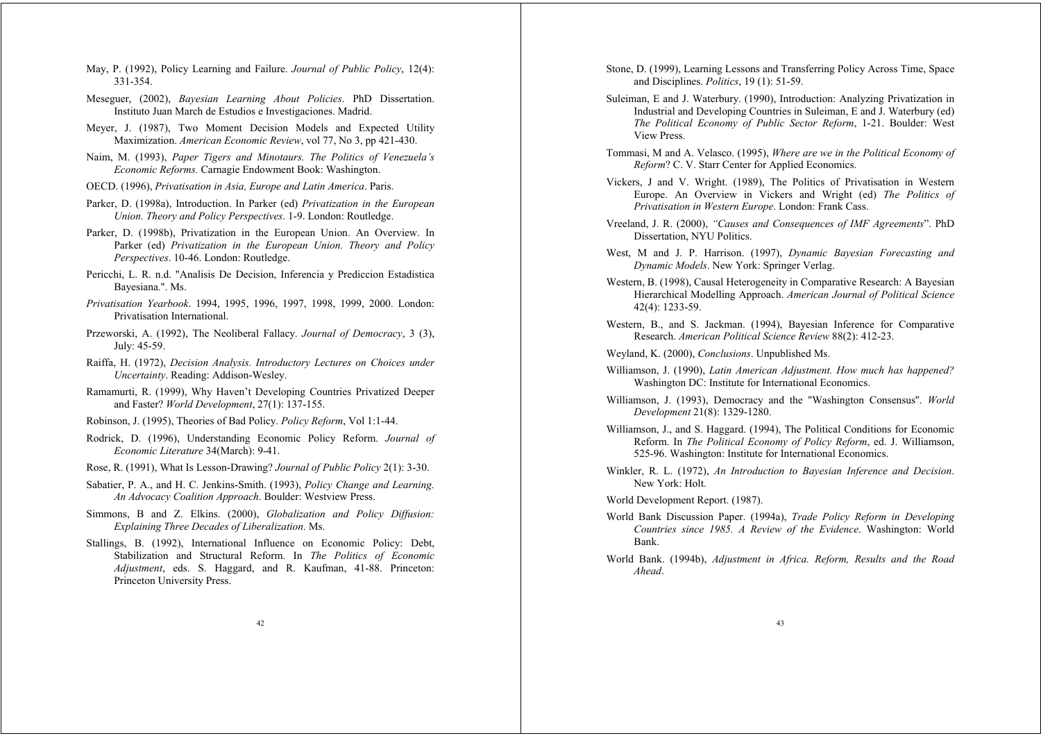May, P. (1992), Policy Learning and Failure. *Journal of Public Policy*, 12(4): 331-354.

Meseguer, (2002), *Bayesian Learning About Policies*. PhD Dissertation. Instituto Juan March de Estudios e Investigaciones. Madrid.

Meyer, J. (1987), Two Moment Decision Models and Expected Utility Maximization. *American Economic Review*, vol 77, No 3, pp 421-430.

Naim, M. (1993), *Paper Tigers and Minotaurs. The Politics of Venezuela's Economic Reforms.* Carnagie Endowment Book: Washington.

OECD. (1996), *Privatisation in Asia, Europe and Latin America*. Paris.

Parker, D. (1998a), Introduction. In Parker (ed) *Privatization in the European Union. Theory and Policy Perspectives*. 1-9. London: Routledge.

Parker, D. (1998b), Privatization in the European Union. An Overview. In Parker (ed) *Privatization in the European Union. Theory and Policy Perspectives*. 10-46. London: Routledge.

Pericchi, L. R. n.d. "Analisis De Decision, Inferencia y Prediccion Estadistica Bayesiana.". Ms.

*Privatisation Yearbook*. 1994, 1995, 1996, 1997, 1998, 1999, 2000. London: Privatisation International.

Przeworski, A. (1992), The Neoliberal Fallacy. *Journal of Democracy*, 3 (3), July: 45-59.

Raiffa, H. (1972), *Decision Analysis. Introductory Lectures on Choices under Uncertainty*. Reading: Addison-Wesley.

Ramamurti, R. (1999), Why Haven't Developing Countries Privatized Deeper and Faster? *World Development*, 27(1): 137-155.

Robinson, J. (1995), Theories of Bad Policy. *Policy Reform*, Vol 1:1-44.

Rodrick, D. (1996), Understanding Economic Policy Reform. *Journal of Economic Literature* 34(March): 9-41.

Rose, R. (1991), What Is Lesson-Drawing? *Journal of Public Policy* 2(1): 3-30.

Sabatier, P. A., and H. C. Jenkins-Smith. (1993), *Policy Change and Learning. An Advocacy Coalition Approach*. Boulder: Westview Press.

Simmons, B and Z. Elkins. (2000), *Globalization and Policy Diffusion: Explaining Three Decades of Liberalization*. Ms.

Stallings, B. (1992), International Influence on Economic Policy: Debt, Stabilization and Structural Reform. In *The Politics of Economic Adjustment*, eds. S. Haggard, and R. Kaufman, 41-88. Princeton: Princeton University Press.

Stone, D. (1999), Learning Lessons and Transferring Policy Across Time, Space and Disciplines. *Politics*, 19 (1): 51-59.

Suleiman, E and J. Waterbury. (1990), Introduction: Analyzing Privatization in Industrial and Developing Countries in Suleiman, E and J. Waterbury (ed) *The Political Economy of Public Sector Reform*, 1-21. Boulder: West View Press.

Tommasi, M and A. Velasco. (1995), *Where are we in the Political Economy of Reform*? C. V. Starr Center for Applied Economics.

Vickers, J and V. Wright. (1989), The Politics of Privatisation in Western Europe. An Overview in Vickers and Wright (ed) *The Politics of Privatisation in Western Europe*. London: Frank Cass.

Vreeland, J. R. (2000), *"Causes and Consequences of IMF Agreements"*. PhD Dissertation, NYU Politics.

West, M and J. P. Harrison. (1997), *Dynamic Bayesian Forecasting and Dynamic Models*. New York: Springer Verlag.

Western, B. (1998), Causal Heterogeneity in Comparative Research: A Bayesian Hierarchical Modelling Approach. *American Journal of Political Science* 42(4): 1233-59.

Western, B., and S. Jackman. (1994), Bayesian Inference for Comparative Research. *American Political Science Review* 88(2): 412-23.

Weyland, K. (2000), *Conclusions*. Unpublished Ms.

Williamson, J. (1990), *Latin American Adjustment. How much has happened?* Washington DC: Institute for International Economics.

Williamson, J. (1993), Democracy and the "Washington Consensus". *World Development* 21(8): 1329-1280.

Williamson, J., and S. Haggard. (1994), The Political Conditions for Economic Reform. In *The Political Economy of Policy Reform*, ed. J. Williamson, 525-96. Washington: Institute for International Economics.

Winkler, R. L. (1972), *An Introduction to Bayesian Inference and Decision*. New York: Holt.

World Development Report. (1987).

World Bank Discussion Paper. (1994a), *Trade Policy Reform in Developing Countries since 1985. A Review of the Evidence*. Washington: World Bank.

World Bank. (1994b), *Adjustment in Africa. Reform, Results and the Road Ahead*.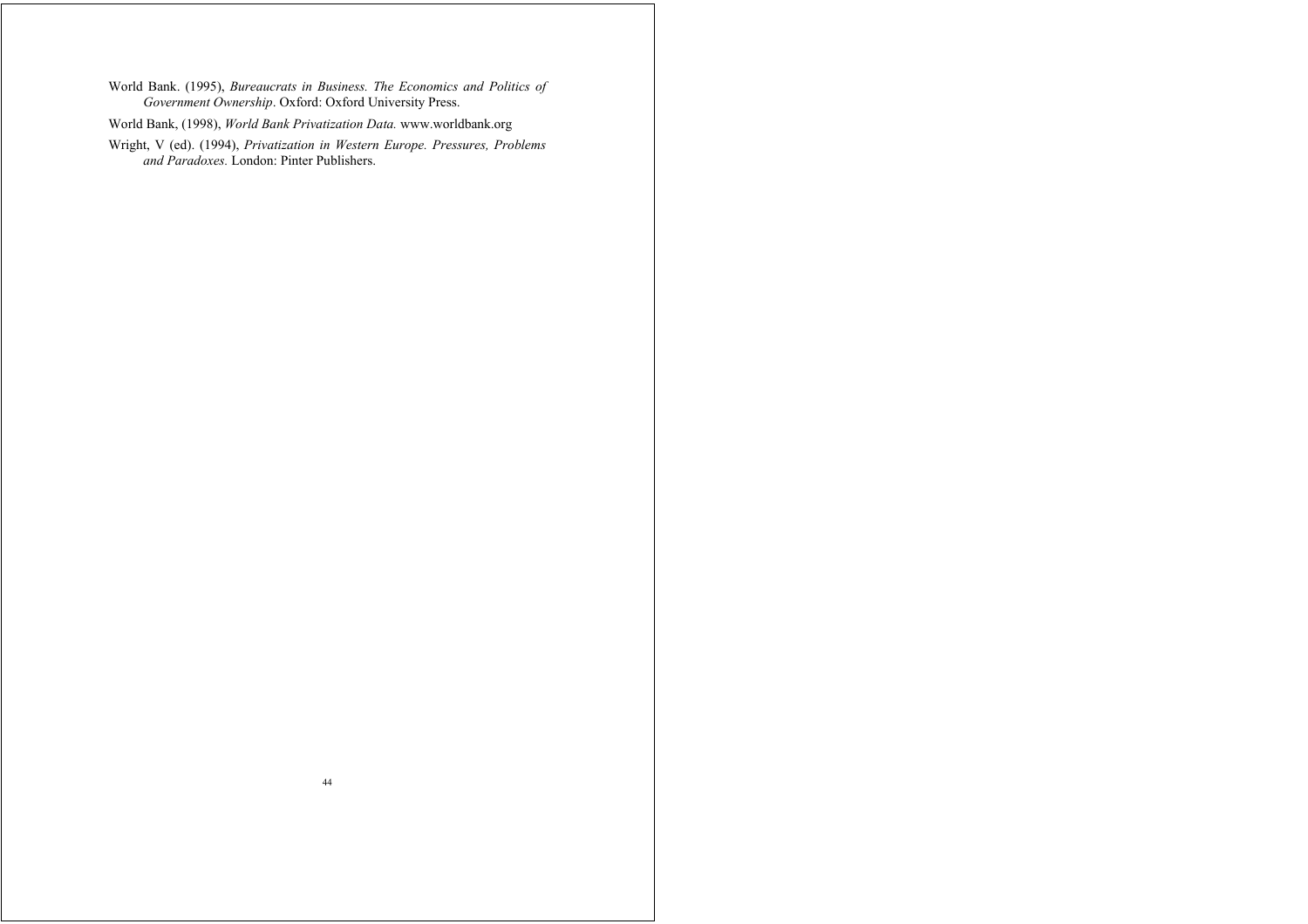World Bank. (1995), *Bureaucrats in Business. The Economics and Politics of Government Ownership*. Oxford: Oxford University Press.

World Bank, (1998), *World Bank Privatization Data.* www.worldbank.org

Wright, V (ed). (1994), *Privatization in Western Europe. Pressures, Problems and Paradoxes.* London: Pinter Publishers.